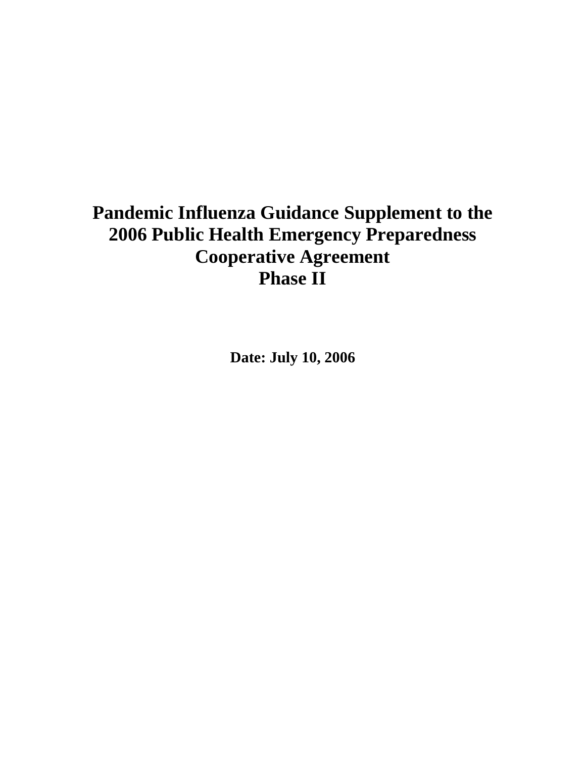# Pandemic Influenza Guidance Supplement to the 2006 Public Health Emergency Preparedness Cooperative Agreement Phase II

**Date: July 10, 2006**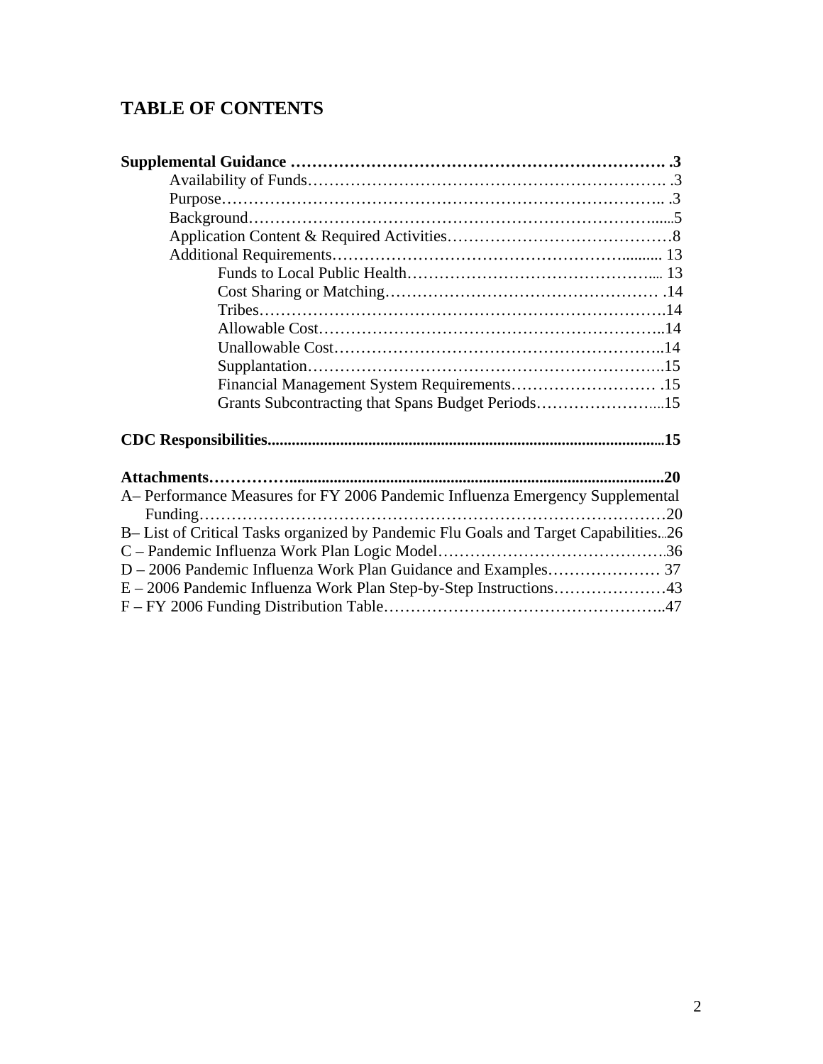# TABLE OF CONTENTS

**Supplemental Guidance ………………………………………………………………. .3**

- Availability of Funds……………………………………………………………. .3
- Purpose…………………………………………………………………………. .3
- Background……………………………………………………………………......5
- Application Content & Required Activities……………………………………8
- Additional Requirements…………………………………………………........... 13
  - Funds to Local Public Health………………………………………….... 13
  - Cost Sharing or Matching…………………………………………… .14
  - Tribes……………………………………………………………….14
  - Allowable Cost……………………………………………………..14
  - Unallowable Cost…………………………………………………..14
  - Supplantation………………………………………………………..15
  - Financial Management System Requirements……………………… .15
  - Grants Subcontracting that Spans Budget Periods……………………....15

**CDC Responsibilities..................................................................................................15**

**Attachments……………...........................................................................................20**

- A– Performance Measures for FY 2006 Pandemic Influenza Emergency Supplemental Funding……………………………………………………………………………20
- B– List of Critical Tasks organized by Pandemic Flu Goals and Target Capabilities...26
- C – Pandemic Influenza Work Plan Logic Model…………………………………….36
- D – 2006 Pandemic Influenza Work Plan Guidance and Examples………………… 37
- E – 2006 Pandemic Influenza Work Plan Step-by-Step Instructions…………………43
- F – FY 2006 Funding Distribution Table……………………………………………..47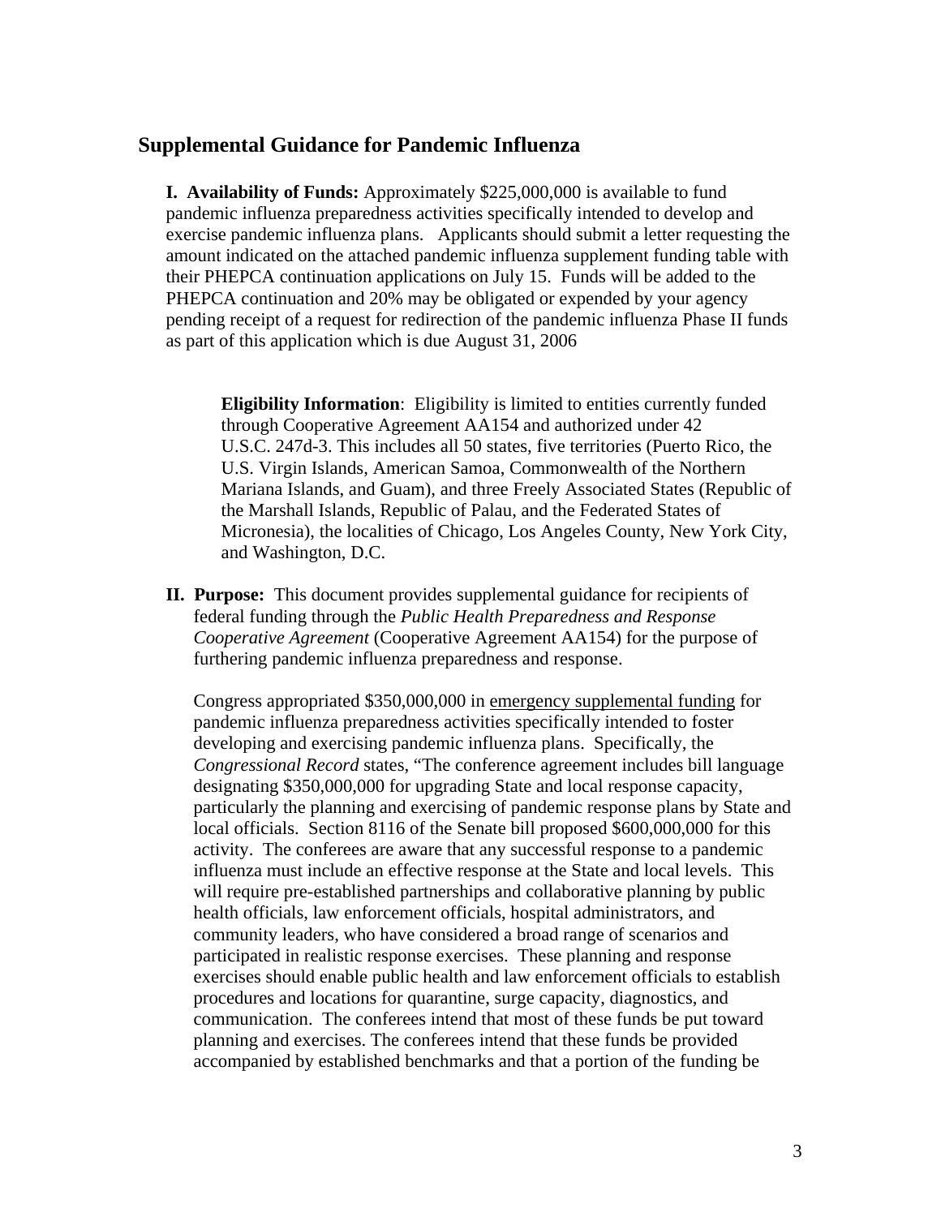## Supplemental Guidance for Pandemic Influenza

**I. Availability of Funds:** Approximately $225,000,000 is available to fund pandemic influenza preparedness activities specifically intended to develop and exercise pandemic influenza plans. Applicants should submit a letter requesting the amount indicated on the attached pandemic influenza supplement funding table with their PHEPCA continuation applications on July 15. Funds will be added to the PHEPCA continuation and 20% may be obligated or expended by your agency pending receipt of a request for redirection of the pandemic influenza Phase II funds as part of this application which is due August 31, 2006

> **Eligibility Information**: Eligibility is limited to entities currently funded through Cooperative Agreement AA154 and authorized under 42 U.S.C. 247d-3. This includes all 50 states, five territories (Puerto Rico, the U.S. Virgin Islands, American Samoa, Commonwealth of the Northern Mariana Islands, and Guam), and three Freely Associated States (Republic of the Marshall Islands, Republic of Palau, and the Federated States of Micronesia), the localities of Chicago, Los Angeles County, New York City, and Washington, D.C.

**II. Purpose:** This document provides supplemental guidance for recipients of federal funding through the *Public Health Preparedness and Response Cooperative Agreement* (Cooperative Agreement AA154) for the purpose of furthering pandemic influenza preparedness and response.

Congress appropriated $350,000,000 in emergency supplemental funding for pandemic influenza preparedness activities specifically intended to foster developing and exercising pandemic influenza plans. Specifically, the *Congressional Record* states, "The conference agreement includes bill language designating $350,000,000 for upgrading State and local response capacity, particularly the planning and exercising of pandemic response plans by State and local officials. Section 8116 of the Senate bill proposed $600,000,000 for this activity. The conferees are aware that any successful response to a pandemic influenza must include an effective response at the State and local levels. This will require pre-established partnerships and collaborative planning by public health officials, law enforcement officials, hospital administrators, and community leaders, who have considered a broad range of scenarios and participated in realistic response exercises. These planning and response exercises should enable public health and law enforcement officials to establish procedures and locations for quarantine, surge capacity, diagnostics, and communication. The conferees intend that most of these funds be put toward planning and exercises. The conferees intend that these funds be provided accompanied by established benchmarks and that a portion of the funding be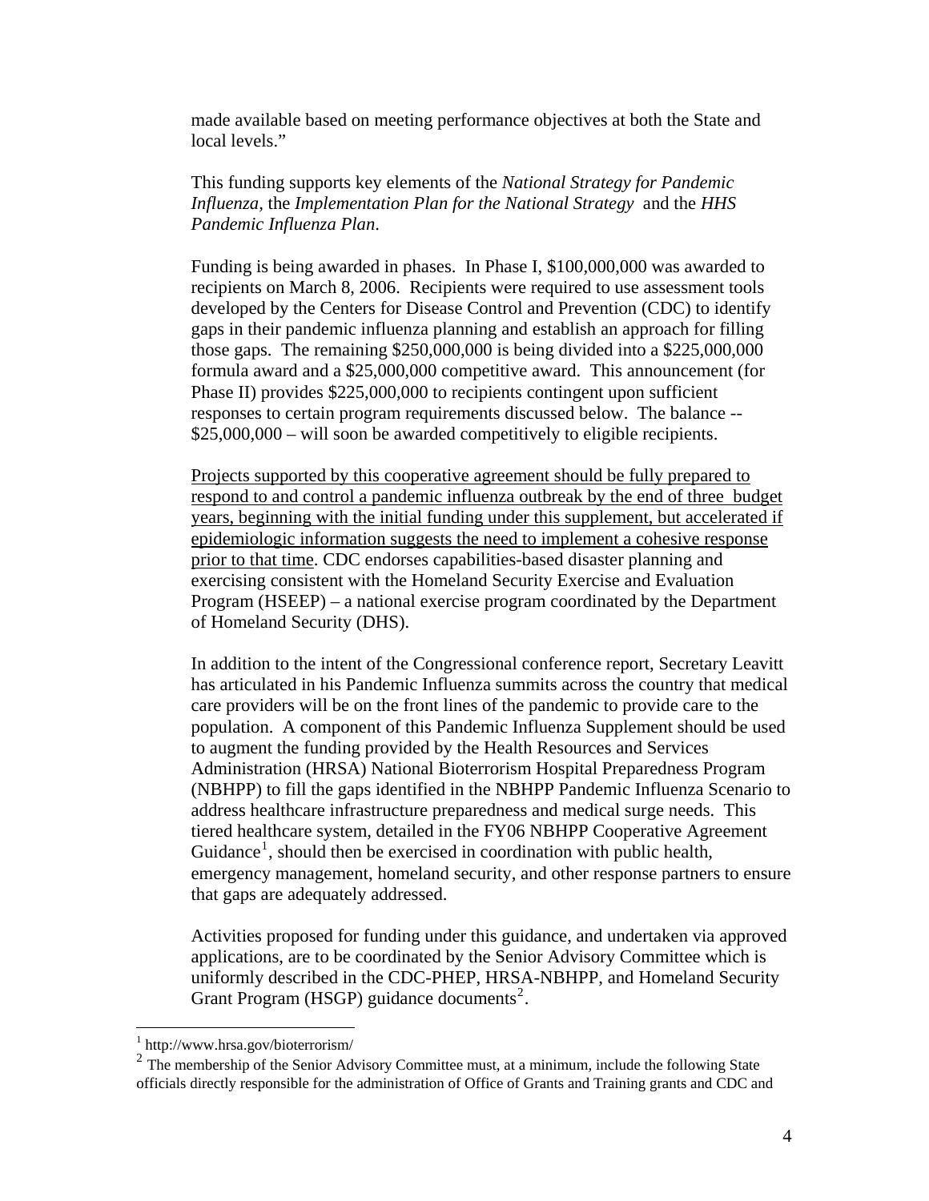made available based on meeting performance objectives at both the State and local levels."

This funding supports key elements of the *National Strategy for Pandemic Influenza*, the *Implementation Plan for the National Strategy* and the *HHS Pandemic Influenza Plan*.

Funding is being awarded in phases. In Phase I, $100,000,000 was awarded to recipients on March 8, 2006. Recipients were required to use assessment tools developed by the Centers for Disease Control and Prevention (CDC) to identify gaps in their pandemic influenza planning and establish an approach for filling those gaps. The remaining $250,000,000 is being divided into a $225,000,000 formula award and a $25,000,000 competitive award. This announcement (for Phase II) provides $225,000,000 to recipients contingent upon sufficient responses to certain program requirements discussed below. The balance -- $25,000,000 – will soon be awarded competitively to eligible recipients.

<u>Projects supported by this cooperative agreement should be fully prepared to respond to and control a pandemic influenza outbreak by the end of three budget years, beginning with the initial funding under this supplement, but accelerated if epidemiologic information suggests the need to implement a cohesive response prior to that time</u>. CDC endorses capabilities-based disaster planning and exercising consistent with the Homeland Security Exercise and Evaluation Program (HSEEP) – a national exercise program coordinated by the Department of Homeland Security (DHS).

In addition to the intent of the Congressional conference report, Secretary Leavitt has articulated in his Pandemic Influenza summits across the country that medical care providers will be on the front lines of the pandemic to provide care to the population. A component of this Pandemic Influenza Supplement should be used to augment the funding provided by the Health Resources and Services Administration (HRSA) National Bioterrorism Hospital Preparedness Program (NBHPP) to fill the gaps identified in the NBHPP Pandemic Influenza Scenario to address healthcare infrastructure preparedness and medical surge needs. This tiered healthcare system, detailed in the FY06 NBHPP Cooperative Agreement Guidance[1], should then be exercised in coordination with public health, emergency management, homeland security, and other response partners to ensure that gaps are adequately addressed.

Activities proposed for funding under this guidance, and undertaken via approved applications, are to be coordinated by the Senior Advisory Committee which is uniformly described in the CDC-PHEP, HRSA-NBHPP, and Homeland Security Grant Program (HSGP) guidance documents[2].

---

[1] http://www.hrsa.gov/bioterrorism/

[2] The membership of the Senior Advisory Committee must, at a minimum, include the following State officials directly responsible for the administration of Office of Grants and Training grants and CDC and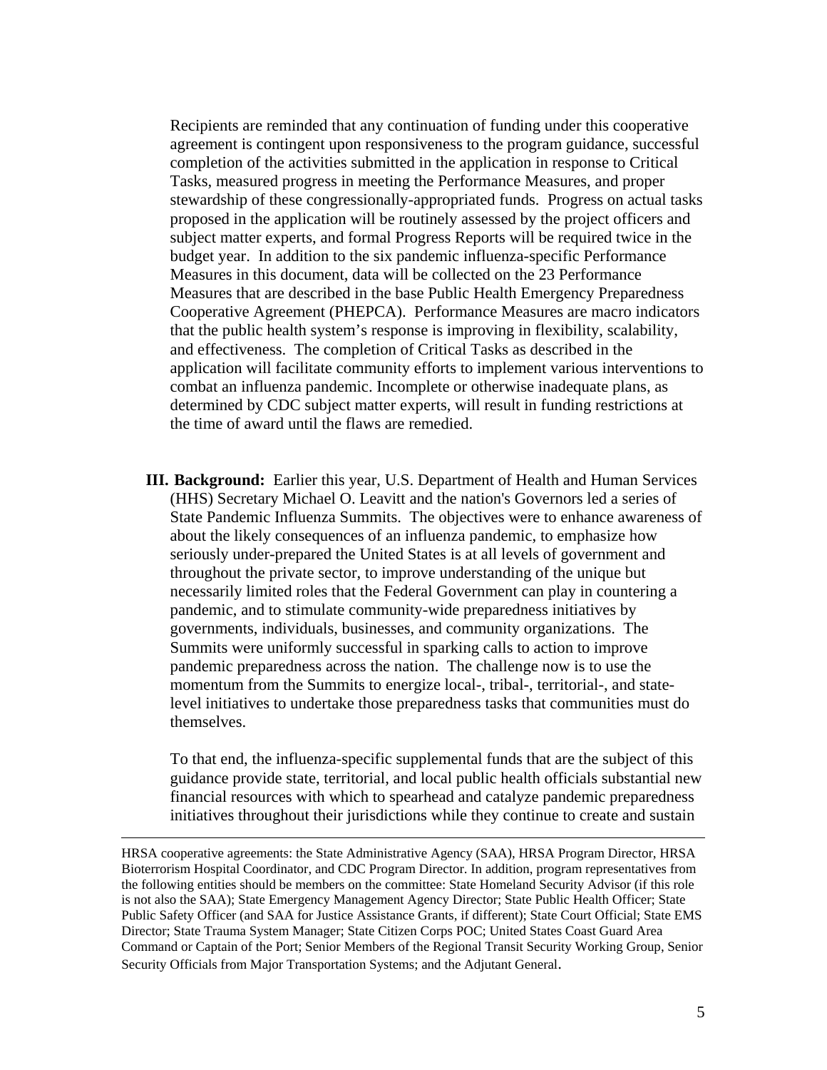Recipients are reminded that any continuation of funding under this cooperative agreement is contingent upon responsiveness to the program guidance, successful completion of the activities submitted in the application in response to Critical Tasks, measured progress in meeting the Performance Measures, and proper stewardship of these congressionally-appropriated funds. Progress on actual tasks proposed in the application will be routinely assessed by the project officers and subject matter experts, and formal Progress Reports will be required twice in the budget year. In addition to the six pandemic influenza-specific Performance Measures in this document, data will be collected on the 23 Performance Measures that are described in the base Public Health Emergency Preparedness Cooperative Agreement (PHEPCA). Performance Measures are macro indicators that the public health system's response is improving in flexibility, scalability, and effectiveness. The completion of Critical Tasks as described in the application will facilitate community efforts to implement various interventions to combat an influenza pandemic. Incomplete or otherwise inadequate plans, as determined by CDC subject matter experts, will result in funding restrictions at the time of award until the flaws are remedied.

**III. Background:** Earlier this year, U.S. Department of Health and Human Services (HHS) Secretary Michael O. Leavitt and the nation's Governors led a series of State Pandemic Influenza Summits. The objectives were to enhance awareness of about the likely consequences of an influenza pandemic, to emphasize how seriously under-prepared the United States is at all levels of government and throughout the private sector, to improve understanding of the unique but necessarily limited roles that the Federal Government can play in countering a pandemic, and to stimulate community-wide preparedness initiatives by governments, individuals, businesses, and community organizations. The Summits were uniformly successful in sparking calls to action to improve pandemic preparedness across the nation. The challenge now is to use the momentum from the Summits to energize local-, tribal-, territorial-, and state-level initiatives to undertake those preparedness tasks that communities must do themselves.

To that end, the influenza-specific supplemental funds that are the subject of this guidance provide state, territorial, and local public health officials substantial new financial resources with which to spearhead and catalyze pandemic preparedness initiatives throughout their jurisdictions while they continue to create and sustain

---

HRSA cooperative agreements: the State Administrative Agency (SAA), HRSA Program Director, HRSA Bioterrorism Hospital Coordinator, and CDC Program Director. In addition, program representatives from the following entities should be members on the committee: State Homeland Security Advisor (if this role is not also the SAA); State Emergency Management Agency Director; State Public Health Officer; State Public Safety Officer (and SAA for Justice Assistance Grants, if different); State Court Official; State EMS Director; State Trauma System Manager; State Citizen Corps POC; United States Coast Guard Area Command or Captain of the Port; Senior Members of the Regional Transit Security Working Group, Senior Security Officials from Major Transportation Systems; and the Adjutant General.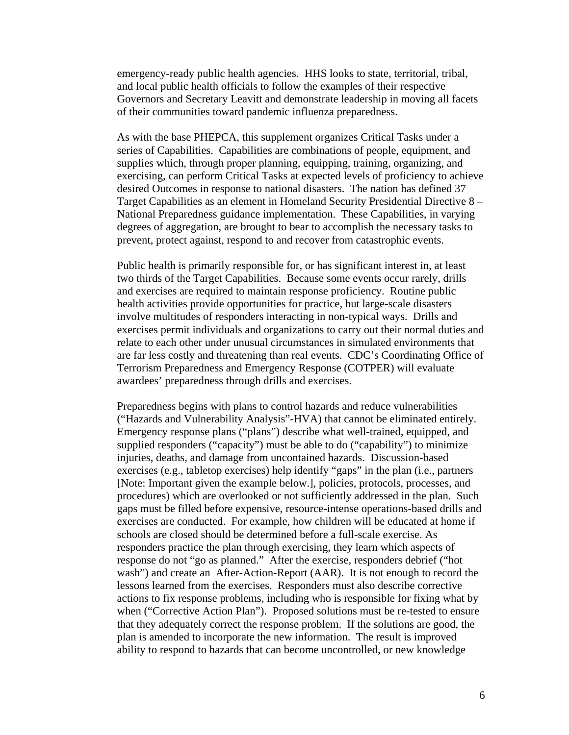emergency-ready public health agencies. HHS looks to state, territorial, tribal, and local public health officials to follow the examples of their respective Governors and Secretary Leavitt and demonstrate leadership in moving all facets of their communities toward pandemic influenza preparedness.

As with the base PHEPCA, this supplement organizes Critical Tasks under a series of Capabilities. Capabilities are combinations of people, equipment, and supplies which, through proper planning, equipping, training, organizing, and exercising, can perform Critical Tasks at expected levels of proficiency to achieve desired Outcomes in response to national disasters. The nation has defined 37 Target Capabilities as an element in Homeland Security Presidential Directive 8 – National Preparedness guidance implementation. These Capabilities, in varying degrees of aggregation, are brought to bear to accomplish the necessary tasks to prevent, protect against, respond to and recover from catastrophic events.

Public health is primarily responsible for, or has significant interest in, at least two thirds of the Target Capabilities. Because some events occur rarely, drills and exercises are required to maintain response proficiency. Routine public health activities provide opportunities for practice, but large-scale disasters involve multitudes of responders interacting in non-typical ways. Drills and exercises permit individuals and organizations to carry out their normal duties and relate to each other under unusual circumstances in simulated environments that are far less costly and threatening than real events. CDC's Coordinating Office of Terrorism Preparedness and Emergency Response (COTPER) will evaluate awardees' preparedness through drills and exercises.

Preparedness begins with plans to control hazards and reduce vulnerabilities ("Hazards and Vulnerability Analysis"-HVA) that cannot be eliminated entirely. Emergency response plans ("plans") describe what well-trained, equipped, and supplied responders ("capacity") must be able to do ("capability") to minimize injuries, deaths, and damage from uncontained hazards. Discussion-based exercises (e.g., tabletop exercises) help identify "gaps" in the plan (i.e., partners [Note: Important given the example below.], policies, protocols, processes, and procedures) which are overlooked or not sufficiently addressed in the plan. Such gaps must be filled before expensive, resource-intense operations-based drills and exercises are conducted. For example, how children will be educated at home if schools are closed should be determined before a full-scale exercise. As responders practice the plan through exercising, they learn which aspects of response do not "go as planned." After the exercise, responders debrief ("hot wash") and create an After-Action-Report (AAR). It is not enough to record the lessons learned from the exercises. Responders must also describe corrective actions to fix response problems, including who is responsible for fixing what by when ("Corrective Action Plan"). Proposed solutions must be re-tested to ensure that they adequately correct the response problem. If the solutions are good, the plan is amended to incorporate the new information. The result is improved ability to respond to hazards that can become uncontrolled, or new knowledge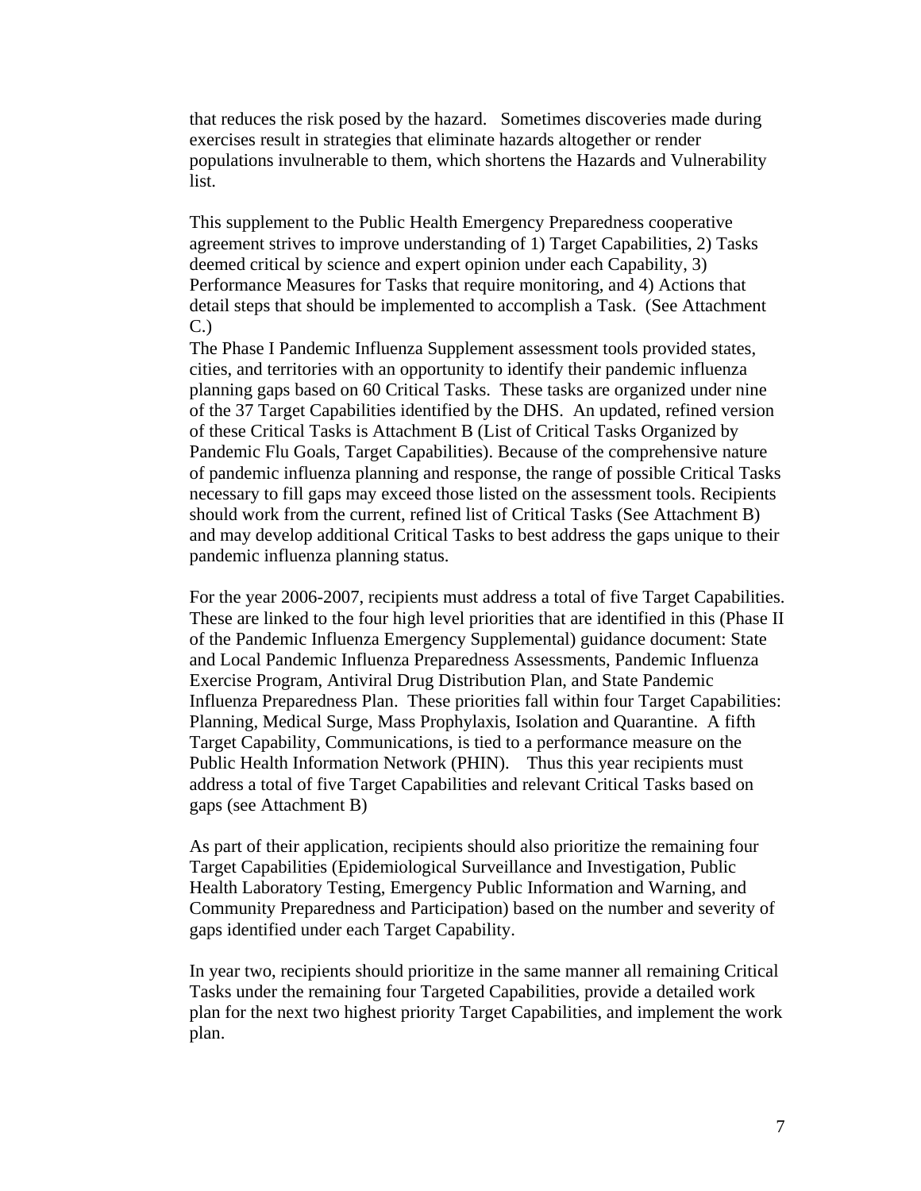that reduces the risk posed by the hazard. Sometimes discoveries made during exercises result in strategies that eliminate hazards altogether or render populations invulnerable to them, which shortens the Hazards and Vulnerability list.

This supplement to the Public Health Emergency Preparedness cooperative agreement strives to improve understanding of 1) Target Capabilities, 2) Tasks deemed critical by science and expert opinion under each Capability, 3) Performance Measures for Tasks that require monitoring, and 4) Actions that detail steps that should be implemented to accomplish a Task. (See Attachment C.)

The Phase I Pandemic Influenza Supplement assessment tools provided states, cities, and territories with an opportunity to identify their pandemic influenza planning gaps based on 60 Critical Tasks. These tasks are organized under nine of the 37 Target Capabilities identified by the DHS. An updated, refined version of these Critical Tasks is Attachment B (List of Critical Tasks Organized by Pandemic Flu Goals, Target Capabilities). Because of the comprehensive nature of pandemic influenza planning and response, the range of possible Critical Tasks necessary to fill gaps may exceed those listed on the assessment tools. Recipients should work from the current, refined list of Critical Tasks (See Attachment B) and may develop additional Critical Tasks to best address the gaps unique to their pandemic influenza planning status.

For the year 2006-2007, recipients must address a total of five Target Capabilities. These are linked to the four high level priorities that are identified in this (Phase II of the Pandemic Influenza Emergency Supplemental) guidance document: State and Local Pandemic Influenza Preparedness Assessments, Pandemic Influenza Exercise Program, Antiviral Drug Distribution Plan, and State Pandemic Influenza Preparedness Plan. These priorities fall within four Target Capabilities: Planning, Medical Surge, Mass Prophylaxis, Isolation and Quarantine. A fifth Target Capability, Communications, is tied to a performance measure on the Public Health Information Network (PHIN). Thus this year recipients must address a total of five Target Capabilities and relevant Critical Tasks based on gaps (see Attachment B)

As part of their application, recipients should also prioritize the remaining four Target Capabilities (Epidemiological Surveillance and Investigation, Public Health Laboratory Testing, Emergency Public Information and Warning, and Community Preparedness and Participation) based on the number and severity of gaps identified under each Target Capability.

In year two, recipients should prioritize in the same manner all remaining Critical Tasks under the remaining four Targeted Capabilities, provide a detailed work plan for the next two highest priority Target Capabilities, and implement the work plan.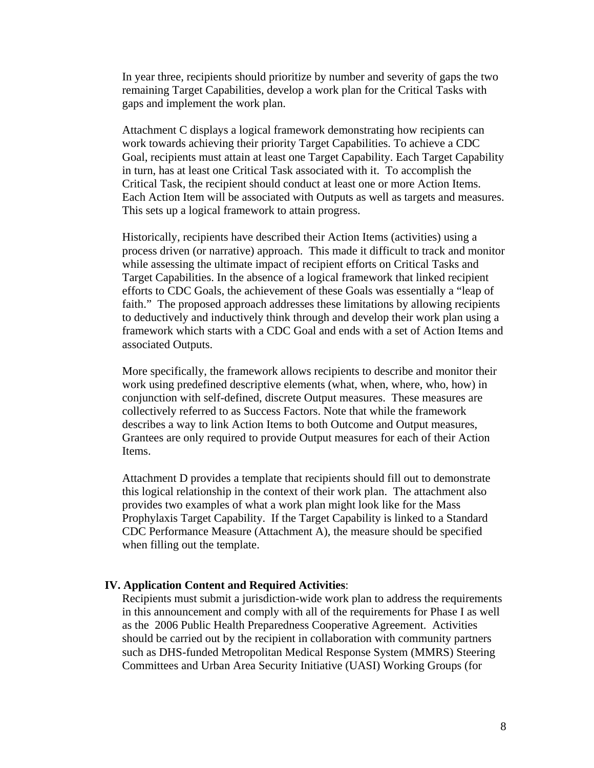In year three, recipients should prioritize by number and severity of gaps the two remaining Target Capabilities, develop a work plan for the Critical Tasks with gaps and implement the work plan.

Attachment C displays a logical framework demonstrating how recipients can work towards achieving their priority Target Capabilities. To achieve a CDC Goal, recipients must attain at least one Target Capability. Each Target Capability in turn, has at least one Critical Task associated with it. To accomplish the Critical Task, the recipient should conduct at least one or more Action Items. Each Action Item will be associated with Outputs as well as targets and measures. This sets up a logical framework to attain progress.

Historically, recipients have described their Action Items (activities) using a process driven (or narrative) approach. This made it difficult to track and monitor while assessing the ultimate impact of recipient efforts on Critical Tasks and Target Capabilities. In the absence of a logical framework that linked recipient efforts to CDC Goals, the achievement of these Goals was essentially a "leap of faith." The proposed approach addresses these limitations by allowing recipients to deductively and inductively think through and develop their work plan using a framework which starts with a CDC Goal and ends with a set of Action Items and associated Outputs.

More specifically, the framework allows recipients to describe and monitor their work using predefined descriptive elements (what, when, where, who, how) in conjunction with self-defined, discrete Output measures. These measures are collectively referred to as Success Factors. Note that while the framework describes a way to link Action Items to both Outcome and Output measures, Grantees are only required to provide Output measures for each of their Action Items.

Attachment D provides a template that recipients should fill out to demonstrate this logical relationship in the context of their work plan. The attachment also provides two examples of what a work plan might look like for the Mass Prophylaxis Target Capability. If the Target Capability is linked to a Standard CDC Performance Measure (Attachment A), the measure should be specified when filling out the template.

## IV. Application Content and Required Activities:

Recipients must submit a jurisdiction-wide work plan to address the requirements in this announcement and comply with all of the requirements for Phase I as well as the 2006 Public Health Preparedness Cooperative Agreement. Activities should be carried out by the recipient in collaboration with community partners such as DHS-funded Metropolitan Medical Response System (MMRS) Steering Committees and Urban Area Security Initiative (UASI) Working Groups (for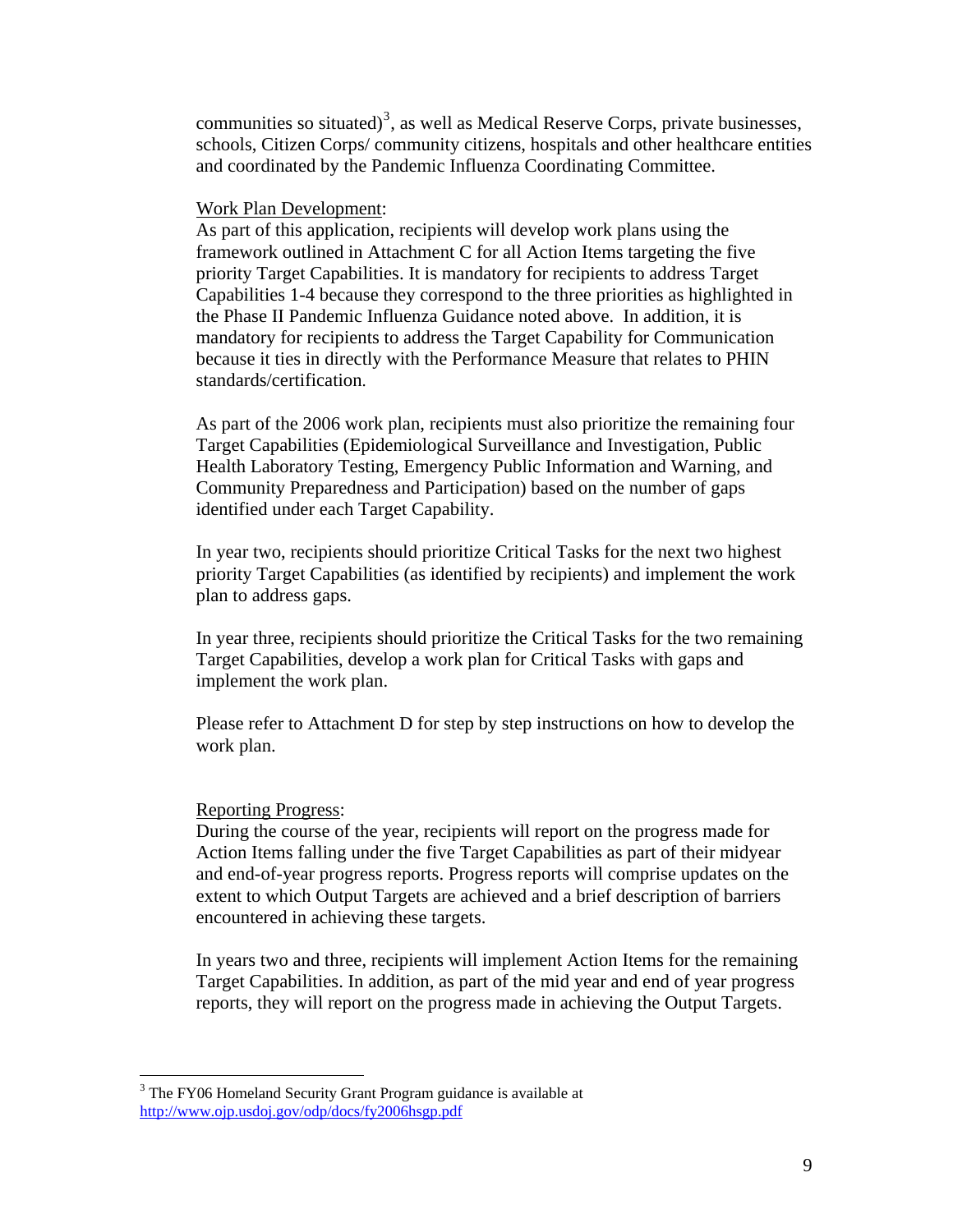communities so situated)[3], as well as Medical Reserve Corps, private businesses, schools, Citizen Corps/ community citizens, hospitals and other healthcare entities and coordinated by the Pandemic Influenza Coordinating Committee.

Work Plan Development:

As part of this application, recipients will develop work plans using the framework outlined in Attachment C for all Action Items targeting the five priority Target Capabilities. It is mandatory for recipients to address Target Capabilities 1-4 because they correspond to the three priorities as highlighted in the Phase II Pandemic Influenza Guidance noted above. In addition, it is mandatory for recipients to address the Target Capability for Communication because it ties in directly with the Performance Measure that relates to PHIN standards/certification.

As part of the 2006 work plan, recipients must also prioritize the remaining four Target Capabilities (Epidemiological Surveillance and Investigation, Public Health Laboratory Testing, Emergency Public Information and Warning, and Community Preparedness and Participation) based on the number of gaps identified under each Target Capability.

In year two, recipients should prioritize Critical Tasks for the next two highest priority Target Capabilities (as identified by recipients) and implement the work plan to address gaps.

In year three, recipients should prioritize the Critical Tasks for the two remaining Target Capabilities, develop a work plan for Critical Tasks with gaps and implement the work plan.

Please refer to Attachment D for step by step instructions on how to develop the work plan.

Reporting Progress:

During the course of the year, recipients will report on the progress made for Action Items falling under the five Target Capabilities as part of their midyear and end-of-year progress reports. Progress reports will comprise updates on the extent to which Output Targets are achieved and a brief description of barriers encountered in achieving these targets.

In years two and three, recipients will implement Action Items for the remaining Target Capabilities. In addition, as part of the mid year and end of year progress reports, they will report on the progress made in achieving the Output Targets.

---

[3] The FY06 Homeland Security Grant Program guidance is available at http://www.ojp.usdoj.gov/odp/docs/fy2006hsgp.pdf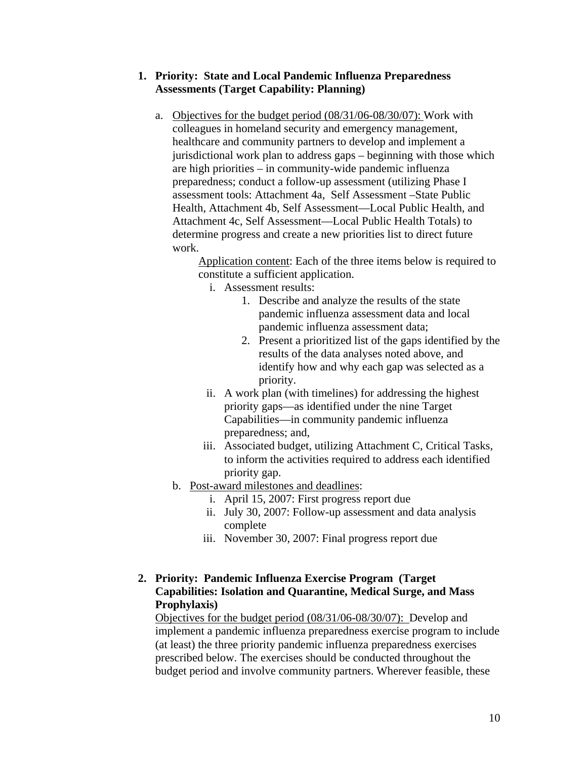1. **Priority: State and Local Pandemic Influenza Preparedness Assessments (Target Capability: Planning)**

    a. Objectives for the budget period (08/31/06-08/30/07): Work with colleagues in homeland security and emergency management, healthcare and community partners to develop and implement a jurisdictional work plan to address gaps – beginning with those which are high priorities – in community-wide pandemic influenza preparedness; conduct a follow-up assessment (utilizing Phase I assessment tools: Attachment 4a, Self Assessment –State Public Health, Attachment 4b, Self Assessment—Local Public Health, and Attachment 4c, Self Assessment—Local Public Health Totals) to determine progress and create a new priorities list to direct future work.

        Application content: Each of the three items below is required to constitute a sufficient application.

        i. Assessment results:
            1. Describe and analyze the results of the state pandemic influenza assessment data and local pandemic influenza assessment data;
            2. Present a prioritized list of the gaps identified by the results of the data analyses noted above, and identify how and why each gap was selected as a priority.
        ii. A work plan (with timelines) for addressing the highest priority gaps—as identified under the nine Target Capabilities—in community pandemic influenza preparedness; and,
        iii. Associated budget, utilizing Attachment C, Critical Tasks, to inform the activities required to address each identified priority gap.

    b. Post-award milestones and deadlines:
        i. April 15, 2007: First progress report due
        ii. July 30, 2007: Follow-up assessment and data analysis complete
        iii. November 30, 2007: Final progress report due

2. **Priority: Pandemic Influenza Exercise Program (Target Capabilities: Isolation and Quarantine, Medical Surge, and Mass Prophylaxis)**

    Objectives for the budget period (08/31/06-08/30/07): Develop and implement a pandemic influenza preparedness exercise program to include (at least) the three priority pandemic influenza preparedness exercises prescribed below. The exercises should be conducted throughout the budget period and involve community partners. Wherever feasible, these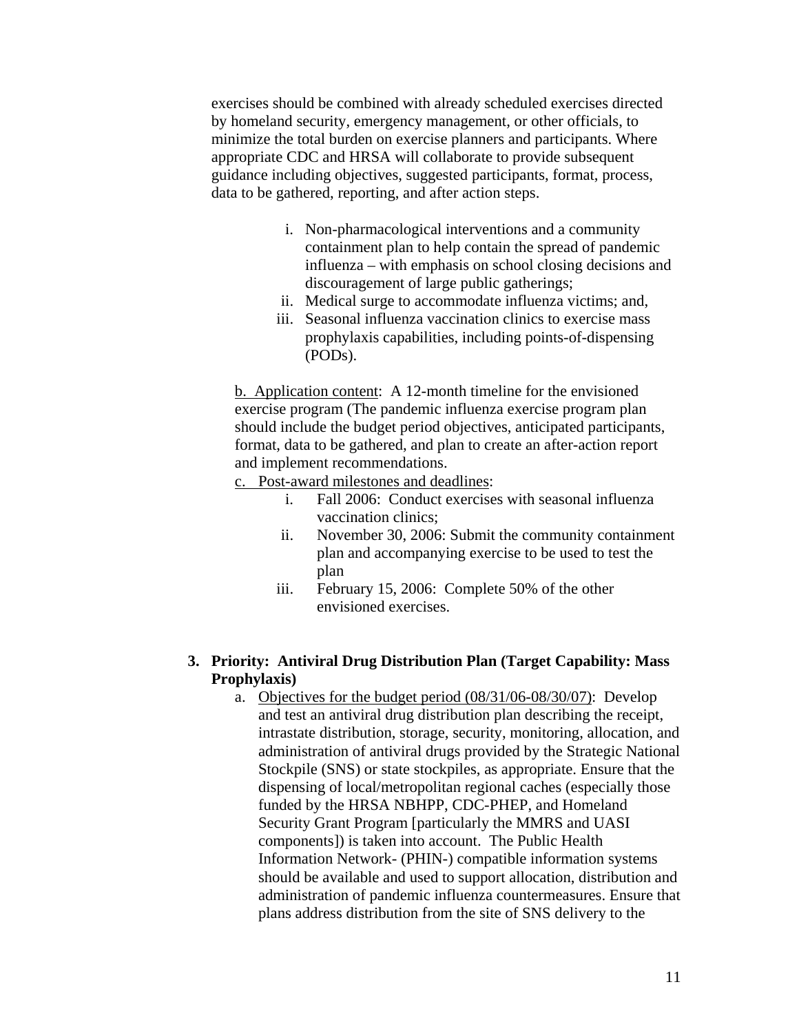exercises should be combined with already scheduled exercises directed by homeland security, emergency management, or other officials, to minimize the total burden on exercise planners and participants. Where appropriate CDC and HRSA will collaborate to provide subsequent guidance including objectives, suggested participants, format, process, data to be gathered, reporting, and after action steps.

i. Non-pharmacological interventions and a community containment plan to help contain the spread of pandemic influenza – with emphasis on school closing decisions and discouragement of large public gatherings;
ii. Medical surge to accommodate influenza victims; and,
iii. Seasonal influenza vaccination clinics to exercise mass prophylaxis capabilities, including points-of-dispensing (PODs).

b. Application content: A 12-month timeline for the envisioned exercise program (The pandemic influenza exercise program plan should include the budget period objectives, anticipated participants, format, data to be gathered, and plan to create an after-action report and implement recommendations.

c. Post-award milestones and deadlines:

i. Fall 2006: Conduct exercises with seasonal influenza vaccination clinics;
ii. November 30, 2006: Submit the community containment plan and accompanying exercise to be used to test the plan
iii. February 15, 2006: Complete 50% of the other envisioned exercises.

**3. Priority: Antiviral Drug Distribution Plan (Target Capability: Mass Prophylaxis)**

a. Objectives for the budget period (08/31/06-08/30/07): Develop and test an antiviral drug distribution plan describing the receipt, intrastate distribution, storage, security, monitoring, allocation, and administration of antiviral drugs provided by the Strategic National Stockpile (SNS) or state stockpiles, as appropriate. Ensure that the dispensing of local/metropolitan regional caches (especially those funded by the HRSA NBHPP, CDC-PHEP, and Homeland Security Grant Program [particularly the MMRS and UASI components]) is taken into account. The Public Health Information Network- (PHIN-) compatible information systems should be available and used to support allocation, distribution and administration of pandemic influenza countermeasures. Ensure that plans address distribution from the site of SNS delivery to the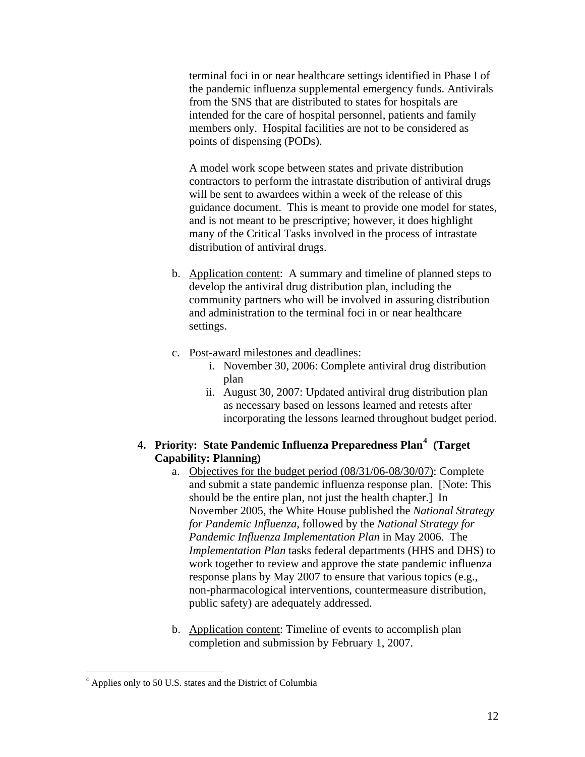terminal foci in or near healthcare settings identified in Phase I of the pandemic influenza supplemental emergency funds. Antivirals from the SNS that are distributed to states for hospitals are intended for the care of hospital personnel, patients and family members only. Hospital facilities are not to be considered as points of dispensing (PODs).

A model work scope between states and private distribution contractors to perform the intrastate distribution of antiviral drugs will be sent to awardees within a week of the release of this guidance document. This is meant to provide one model for states, and is not meant to be prescriptive; however, it does highlight many of the Critical Tasks involved in the process of intrastate distribution of antiviral drugs.

b. Application content: A summary and timeline of planned steps to develop the antiviral drug distribution plan, including the community partners who will be involved in assuring distribution and administration to the terminal foci in or near healthcare settings.

c. Post-award milestones and deadlines:
   i. November 30, 2006: Complete antiviral drug distribution plan
   ii. August 30, 2007: Updated antiviral drug distribution plan as necessary based on lessons learned and retests after incorporating the lessons learned throughout budget period.

**4. Priority: State Pandemic Influenza Preparedness Plan[4] (Target Capability: Planning)**

a. Objectives for the budget period (08/31/06-08/30/07): Complete and submit a state pandemic influenza response plan. [Note: This should be the entire plan, not just the health chapter.] In November 2005, the White House published the *National Strategy for Pandemic Influenza*, followed by the *National Strategy for Pandemic Influenza Implementation Plan* in May 2006. The *Implementation Plan* tasks federal departments (HHS and DHS) to work together to review and approve the state pandemic influenza response plans by May 2007 to ensure that various topics (e.g., non-pharmacological interventions, countermeasure distribution, public safety) are adequately addressed.

b. Application content: Timeline of events to accomplish plan completion and submission by February 1, 2007.

---

[4] Applies only to 50 U.S. states and the District of Columbia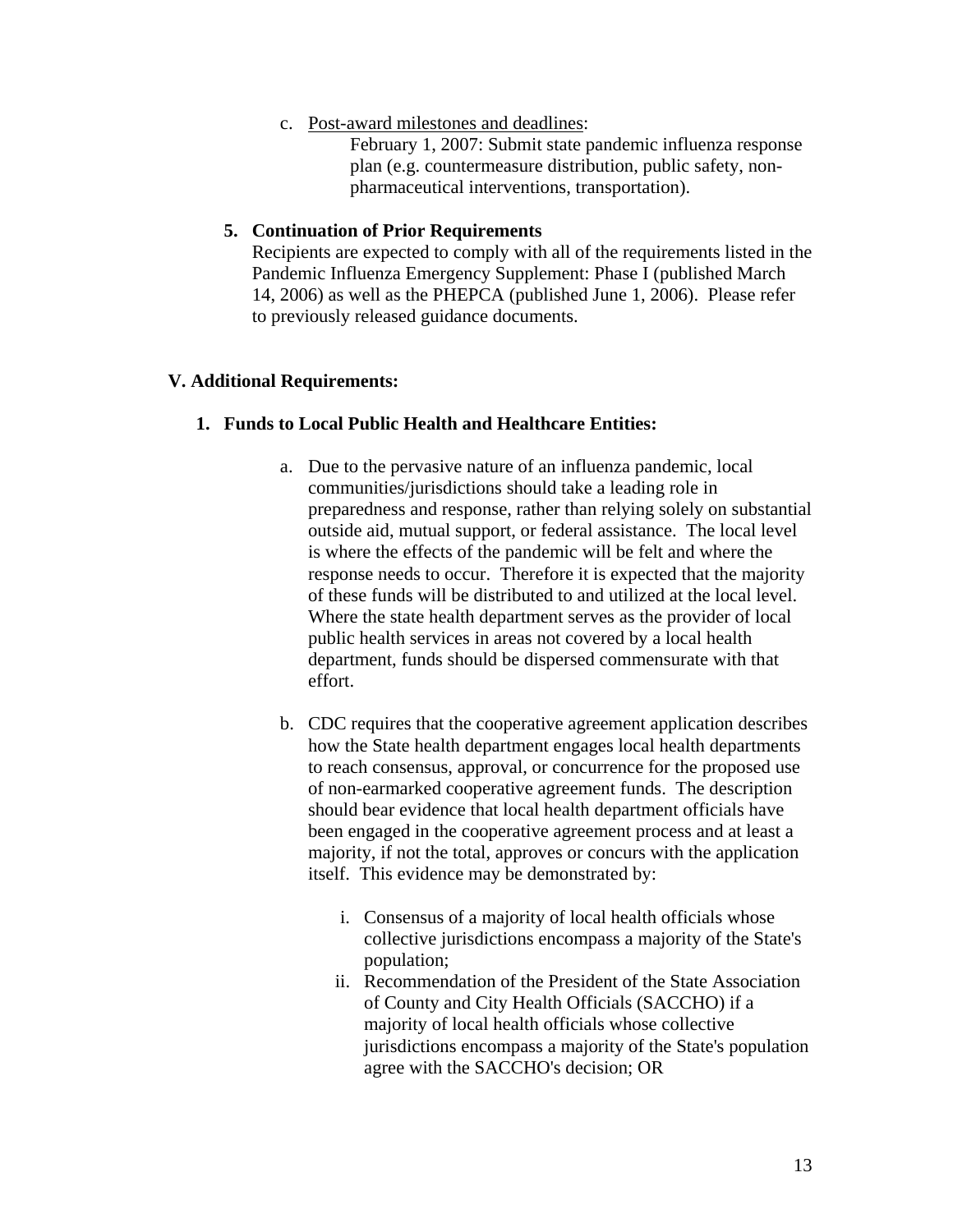c. Post-award milestones and deadlines:

   February 1, 2007: Submit state pandemic influenza response plan (e.g. countermeasure distribution, public safety, non-pharmaceutical interventions, transportation).

**5. Continuation of Prior Requirements**

Recipients are expected to comply with all of the requirements listed in the Pandemic Influenza Emergency Supplement: Phase I (published March 14, 2006) as well as the PHEPCA (published June 1, 2006). Please refer to previously released guidance documents.

## V. Additional Requirements:

### 1. Funds to Local Public Health and Healthcare Entities:

a. Due to the pervasive nature of an influenza pandemic, local communities/jurisdictions should take a leading role in preparedness and response, rather than relying solely on substantial outside aid, mutual support, or federal assistance. The local level is where the effects of the pandemic will be felt and where the response needs to occur. Therefore it is expected that the majority of these funds will be distributed to and utilized at the local level. Where the state health department serves as the provider of local public health services in areas not covered by a local health department, funds should be dispersed commensurate with that effort.

b. CDC requires that the cooperative agreement application describes how the State health department engages local health departments to reach consensus, approval, or concurrence for the proposed use of non-earmarked cooperative agreement funds. The description should bear evidence that local health department officials have been engaged in the cooperative agreement process and at least a majority, if not the total, approves or concurs with the application itself. This evidence may be demonstrated by:

   i. Consensus of a majority of local health officials whose collective jurisdictions encompass a majority of the State's population;

   ii. Recommendation of the President of the State Association of County and City Health Officials (SACCHO) if a majority of local health officials whose collective jurisdictions encompass a majority of the State's population agree with the SACCHO's decision; OR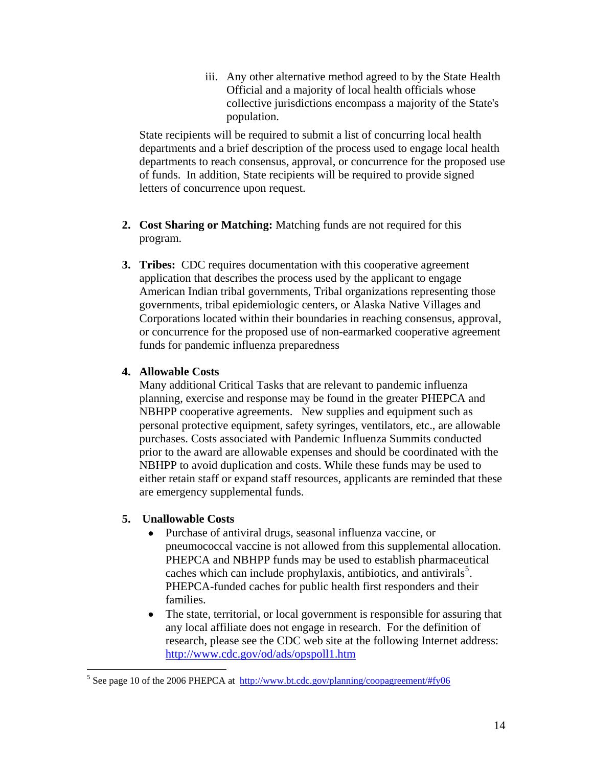iii. Any other alternative method agreed to by the State Health Official and a majority of local health officials whose collective jurisdictions encompass a majority of the State's population.

State recipients will be required to submit a list of concurring local health departments and a brief description of the process used to engage local health departments to reach consensus, approval, or concurrence for the proposed use of funds. In addition, State recipients will be required to provide signed letters of concurrence upon request.

2. **Cost Sharing or Matching:** Matching funds are not required for this program.

3. **Tribes:** CDC requires documentation with this cooperative agreement application that describes the process used by the applicant to engage American Indian tribal governments, Tribal organizations representing those governments, tribal epidemiologic centers, or Alaska Native Villages and Corporations located within their boundaries in reaching consensus, approval, or concurrence for the proposed use of non-earmarked cooperative agreement funds for pandemic influenza preparedness

4. **Allowable Costs**
   Many additional Critical Tasks that are relevant to pandemic influenza planning, exercise and response may be found in the greater PHEPCA and NBHPP cooperative agreements. New supplies and equipment such as personal protective equipment, safety syringes, ventilators, etc., are allowable purchases. Costs associated with Pandemic Influenza Summits conducted prior to the award are allowable expenses and should be coordinated with the NBHPP to avoid duplication and costs. While these funds may be used to either retain staff or expand staff resources, applicants are reminded that these are emergency supplemental funds.

5. **Unallowable Costs**
   - Purchase of antiviral drugs, seasonal influenza vaccine, or pneumococcal vaccine is not allowed from this supplemental allocation. PHEPCA and NBHPP funds may be used to establish pharmaceutical caches which can include prophylaxis, antibiotics, and antivirals[5]. PHEPCA-funded caches for public health first responders and their families.
   - The state, territorial, or local government is responsible for assuring that any local affiliate does not engage in research. For the definition of research, please see the CDC web site at the following Internet address: http://www.cdc.gov/od/ads/opspoll1.htm

[5] See page 10 of the 2006 PHEPCA at http://www.bt.cdc.gov/planning/coopagreement/#fy06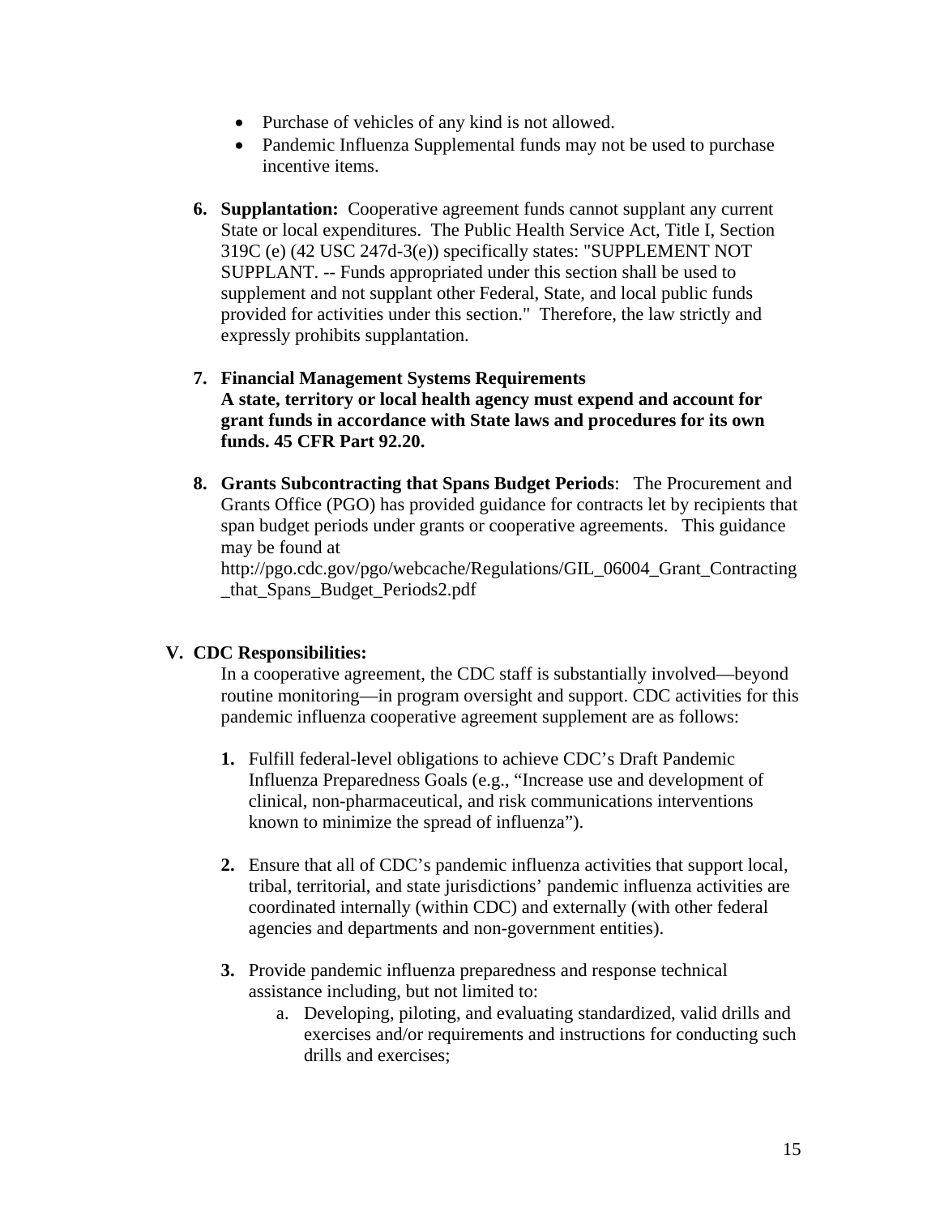- Purchase of vehicles of any kind is not allowed.
- Pandemic Influenza Supplemental funds may not be used to purchase incentive items.

6. **Supplantation:** Cooperative agreement funds cannot supplant any current State or local expenditures. The Public Health Service Act, Title I, Section 319C (e) (42 USC 247d-3(e)) specifically states: "SUPPLEMENT NOT SUPPLANT. -- Funds appropriated under this section shall be used to supplement and not supplant other Federal, State, and local public funds provided for activities under this section." Therefore, the law strictly and expressly prohibits supplantation.

7. **Financial Management Systems Requirements**
   **A state, territory or local health agency must expend and account for grant funds in accordance with State laws and procedures for its own funds. 45 CFR Part 92.20.**

8. **Grants Subcontracting that Spans Budget Periods**: The Procurement and Grants Office (PGO) has provided guidance for contracts let by recipients that span budget periods under grants or cooperative agreements. This guidance may be found at http://pgo.cdc.gov/pgo/webcache/Regulations/GIL_06004_Grant_Contracting_that_Spans_Budget_Periods2.pdf

## V. CDC Responsibilities:

In a cooperative agreement, the CDC staff is substantially involved—beyond routine monitoring—in program oversight and support. CDC activities for this pandemic influenza cooperative agreement supplement are as follows:

1. Fulfill federal-level obligations to achieve CDC's Draft Pandemic Influenza Preparedness Goals (e.g., "Increase use and development of clinical, non-pharmaceutical, and risk communications interventions known to minimize the spread of influenza").

2. Ensure that all of CDC's pandemic influenza activities that support local, tribal, territorial, and state jurisdictions' pandemic influenza activities are coordinated internally (within CDC) and externally (with other federal agencies and departments and non-government entities).

3. Provide pandemic influenza preparedness and response technical assistance including, but not limited to:
   a. Developing, piloting, and evaluating standardized, valid drills and exercises and/or requirements and instructions for conducting such drills and exercises;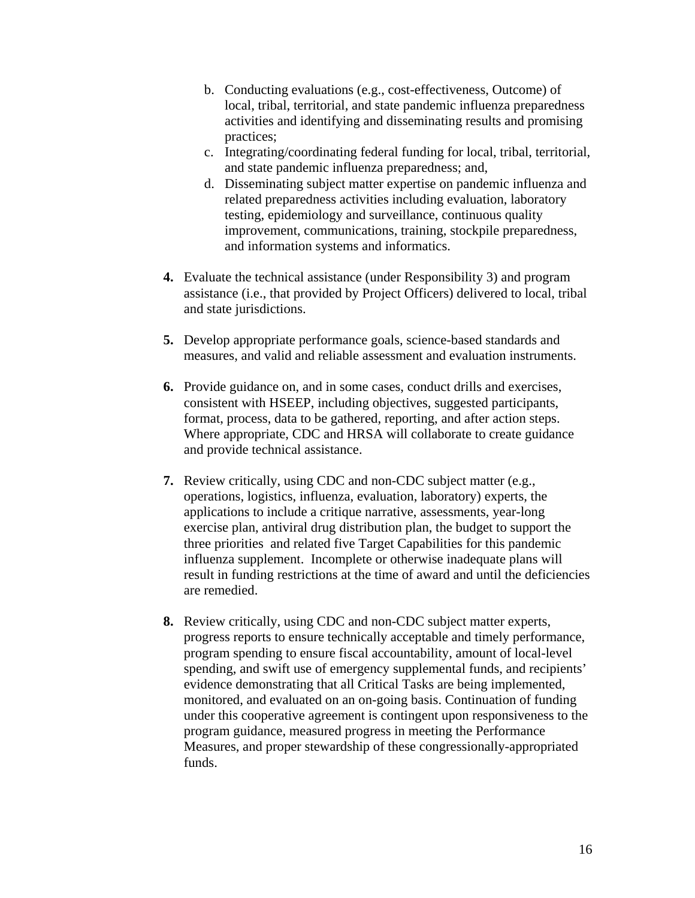b. Conducting evaluations (e.g., cost-effectiveness, Outcome) of local, tribal, territorial, and state pandemic influenza preparedness activities and identifying and disseminating results and promising practices;
   c. Integrating/coordinating federal funding for local, tribal, territorial, and state pandemic influenza preparedness; and,
   d. Disseminating subject matter expertise on pandemic influenza and related preparedness activities including evaluation, laboratory testing, epidemiology and surveillance, continuous quality improvement, communications, training, stockpile preparedness, and information systems and informatics.

**4.** Evaluate the technical assistance (under Responsibility 3) and program assistance (i.e., that provided by Project Officers) delivered to local, tribal and state jurisdictions.

**5.** Develop appropriate performance goals, science-based standards and measures, and valid and reliable assessment and evaluation instruments.

**6.** Provide guidance on, and in some cases, conduct drills and exercises, consistent with HSEEP, including objectives, suggested participants, format, process, data to be gathered, reporting, and after action steps. Where appropriate, CDC and HRSA will collaborate to create guidance and provide technical assistance.

**7.** Review critically, using CDC and non-CDC subject matter (e.g., operations, logistics, influenza, evaluation, laboratory) experts, the applications to include a critique narrative, assessments, year-long exercise plan, antiviral drug distribution plan, the budget to support the three priorities and related five Target Capabilities for this pandemic influenza supplement. Incomplete or otherwise inadequate plans will result in funding restrictions at the time of award and until the deficiencies are remedied.

**8.** Review critically, using CDC and non-CDC subject matter experts, progress reports to ensure technically acceptable and timely performance, program spending to ensure fiscal accountability, amount of local-level spending, and swift use of emergency supplemental funds, and recipients' evidence demonstrating that all Critical Tasks are being implemented, monitored, and evaluated on an on-going basis. Continuation of funding under this cooperative agreement is contingent upon responsiveness to the program guidance, measured progress in meeting the Performance Measures, and proper stewardship of these congressionally-appropriated funds.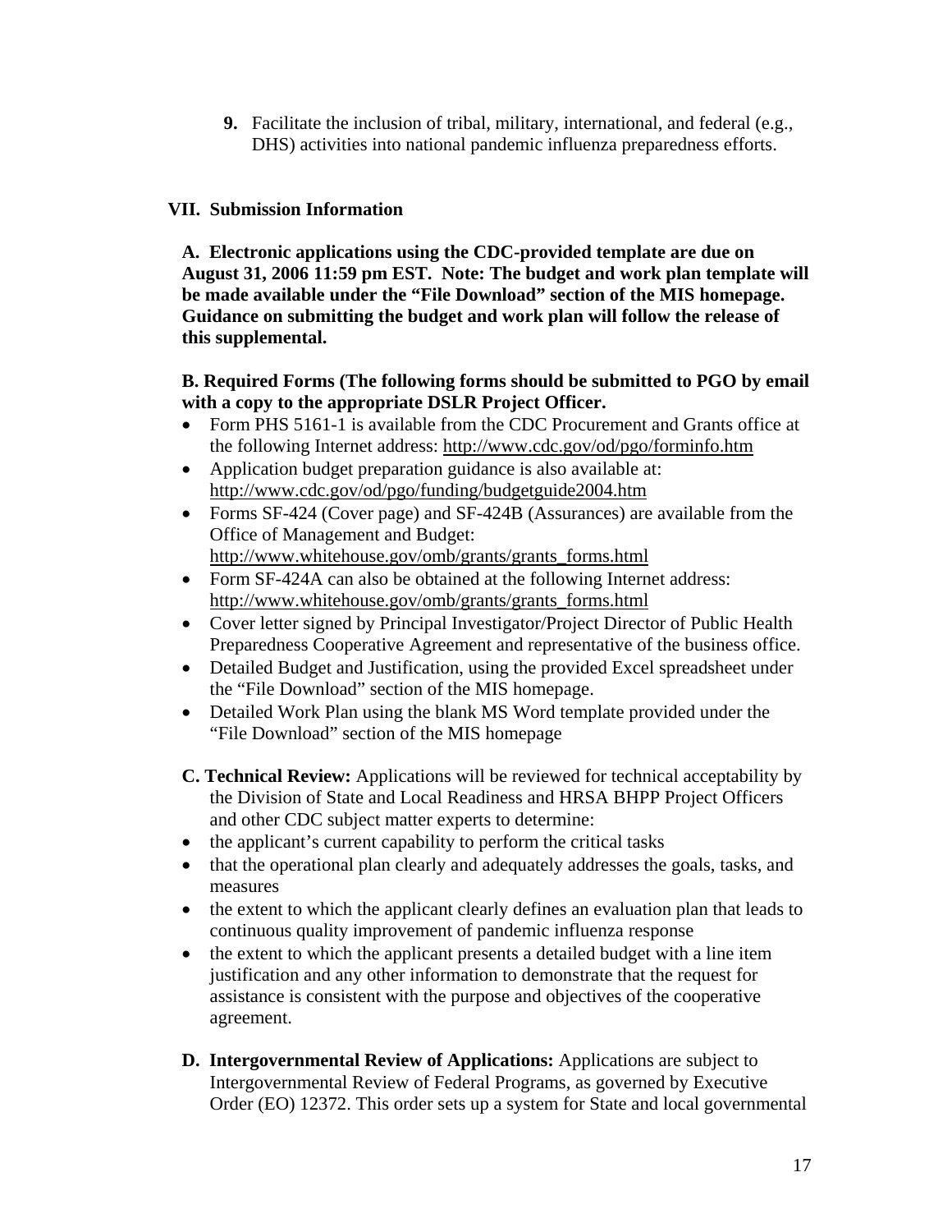9. Facilitate the inclusion of tribal, military, international, and federal (e.g., DHS) activities into national pandemic influenza preparedness efforts.

## VII. Submission Information

**A. Electronic applications using the CDC-provided template are due on August 31, 2006 11:59 pm EST. Note: The budget and work plan template will be made available under the "File Download" section of the MIS homepage. Guidance on submitting the budget and work plan will follow the release of this supplemental.**

**B. Required Forms (The following forms should be submitted to PGO by email with a copy to the appropriate DSLR Project Officer.**

- Form PHS 5161-1 is available from the CDC Procurement and Grants office at the following Internet address: http://www.cdc.gov/od/pgo/forminfo.htm
- Application budget preparation guidance is also available at: http://www.cdc.gov/od/pgo/funding/budgetguide2004.htm
- Forms SF-424 (Cover page) and SF-424B (Assurances) are available from the Office of Management and Budget: http://www.whitehouse.gov/omb/grants/grants_forms.html
- Form SF-424A can also be obtained at the following Internet address: http://www.whitehouse.gov/omb/grants/grants_forms.html
- Cover letter signed by Principal Investigator/Project Director of Public Health Preparedness Cooperative Agreement and representative of the business office.
- Detailed Budget and Justification, using the provided Excel spreadsheet under the "File Download" section of the MIS homepage.
- Detailed Work Plan using the blank MS Word template provided under the "File Download" section of the MIS homepage

**C. Technical Review:** Applications will be reviewed for technical acceptability by the Division of State and Local Readiness and HRSA BHPP Project Officers and other CDC subject matter experts to determine:

- the applicant's current capability to perform the critical tasks
- that the operational plan clearly and adequately addresses the goals, tasks, and measures
- the extent to which the applicant clearly defines an evaluation plan that leads to continuous quality improvement of pandemic influenza response
- the extent to which the applicant presents a detailed budget with a line item justification and any other information to demonstrate that the request for assistance is consistent with the purpose and objectives of the cooperative agreement.

**D. Intergovernmental Review of Applications:** Applications are subject to Intergovernmental Review of Federal Programs, as governed by Executive Order (EO) 12372. This order sets up a system for State and local governmental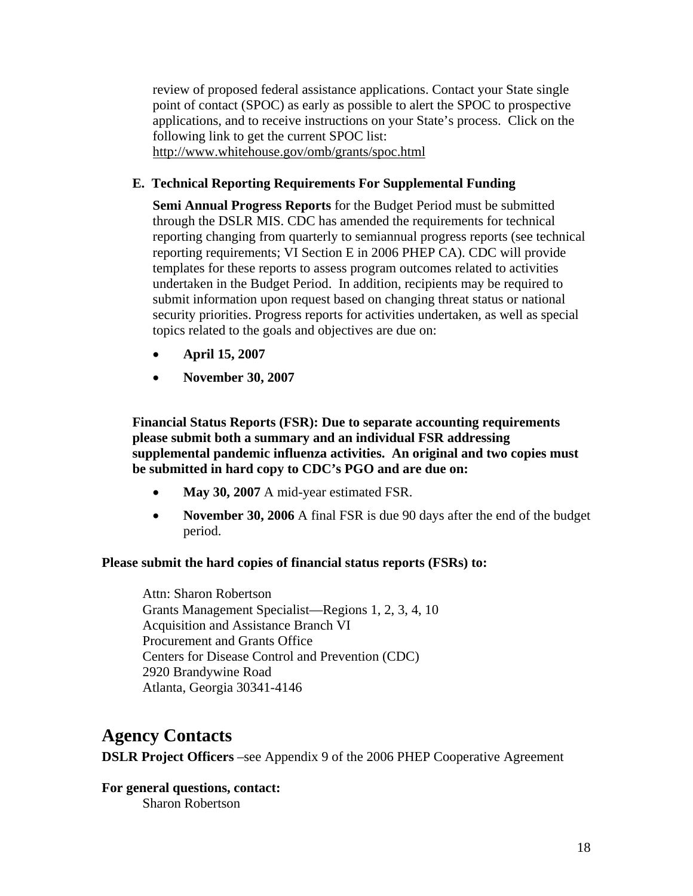review of proposed federal assistance applications. Contact your State single point of contact (SPOC) as early as possible to alert the SPOC to prospective applications, and to receive instructions on your State's process. Click on the following link to get the current SPOC list:
http://www.whitehouse.gov/omb/grants/spoc.html

### E. Technical Reporting Requirements For Supplemental Funding

**Semi Annual Progress Reports** for the Budget Period must be submitted through the DSLR MIS. CDC has amended the requirements for technical reporting changing from quarterly to semiannual progress reports (see technical reporting requirements; VI Section E in 2006 PHEP CA). CDC will provide templates for these reports to assess program outcomes related to activities undertaken in the Budget Period. In addition, recipients may be required to submit information upon request based on changing threat status or national security priorities. Progress reports for activities undertaken, as well as special topics related to the goals and objectives are due on:

- **April 15, 2007**
- **November 30, 2007**

**Financial Status Reports (FSR): Due to separate accounting requirements please submit both a summary and an individual FSR addressing supplemental pandemic influenza activities. An original and two copies must be submitted in hard copy to CDC's PGO and are due on:**

- **May 30, 2007** A mid-year estimated FSR.
- **November 30, 2006** A final FSR is due 90 days after the end of the budget period.

**Please submit the hard copies of financial status reports (FSRs) to:**

Attn: Sharon Robertson
Grants Management Specialist—Regions 1, 2, 3, 4, 10
Acquisition and Assistance Branch VI
Procurement and Grants Office
Centers for Disease Control and Prevention (CDC)
2920 Brandywine Road
Atlanta, Georgia 30341-4146

## Agency Contacts

**DSLR Project Officers** –see Appendix 9 of the 2006 PHEP Cooperative Agreement

**For general questions, contact:**
Sharon Robertson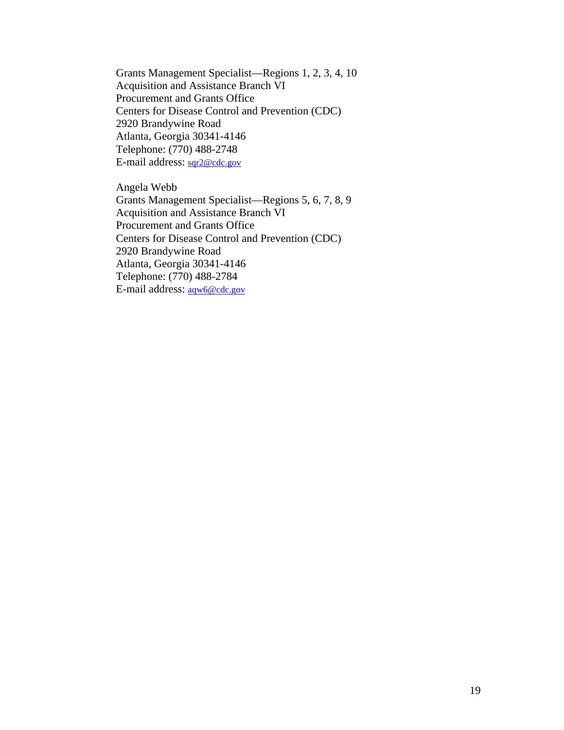Grants Management Specialist—Regions 1, 2, 3, 4, 10
Acquisition and Assistance Branch VI
Procurement and Grants Office
Centers for Disease Control and Prevention (CDC)
2920 Brandywine Road
Atlanta, Georgia 30341-4146
Telephone: (770) 488-2748
E-mail address: sqr2@cdc.gov

Angela Webb
Grants Management Specialist—Regions 5, 6, 7, 8, 9
Acquisition and Assistance Branch VI
Procurement and Grants Office
Centers for Disease Control and Prevention (CDC)
2920 Brandywine Road
Atlanta, Georgia 30341-4146
Telephone: (770) 488-2784
E-mail address: aqw6@cdc.gov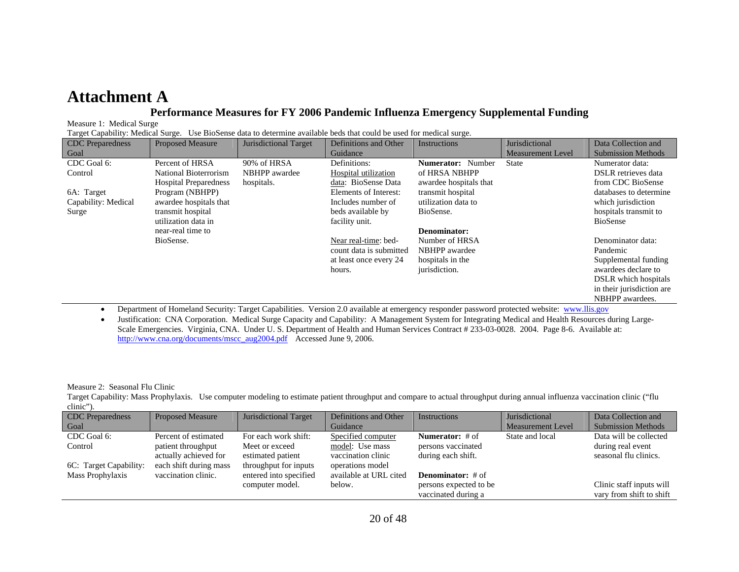# Attachment A

## Performance Measures for FY 2006 Pandemic Influenza Emergency Supplemental Funding

Measure 1: Medical Surge

Target Capability: Medical Surge. Use BioSense data to determine available beds that could be used for medical surge.

| CDC Preparedness Goal | Proposed Measure | Jurisdictional Target | Definitions and Other Guidance | Instructions | Jurisdictional Measurement Level | Data Collection and Submission Methods |
|---|---|---|---|---|---|---|
| CDC Goal 6: Control<br><br>6A: Target Capability: Medical Surge | Percent of HRSA National Bioterrorism Hospital Preparedness Program (NBHPP) awardee hospitals that transmit hospital utilization data in near-real time to BioSense. | 90% of HRSA NBHPP awardee hospitals. | Definitions:<br>Hospital utilization data: BioSense Data Elements of Interest: Includes number of beds available by facility unit.<br><br>Near real-time: bed-count data is submitted at least once every 24 hours. | **Numerator:** Number of HRSA NBHPP awardee hospitals that transmit hospital utilization data to BioSense.<br><br>**Denominator:** Number of HRSA NBHPP awardee hospitals in the jurisdiction. | State | Numerator data: DSLR retrieves data from CDC BioSense databases to determine which jurisdiction hospitals transmit to BioSense<br><br>Denominator data: Pandemic Supplemental funding awardees declare to DSLR which hospitals in their jurisdiction are NBHPP awardees. |

- Department of Homeland Security: Target Capabilities. Version 2.0 available at emergency responder password protected website: www.llis.gov
- Justification: CNA Corporation. Medical Surge Capacity and Capability: A Management System for Integrating Medical and Health Resources during Large-Scale Emergencies. Virginia, CNA. Under U. S. Department of Health and Human Services Contract # 233-03-0028. 2004. Page 8-6. Available at: http://www.cna.org/documents/mscc_aug2004.pdf Accessed June 9, 2006.

Measure 2: Seasonal Flu Clinic

Target Capability: Mass Prophylaxis. Use computer modeling to estimate patient throughput and compare to actual throughput during annual influenza vaccination clinic ("flu clinic").

| CDC Preparedness Goal | Proposed Measure | Jurisdictional Target | Definitions and Other Guidance | Instructions | Jurisdictional Measurement Level | Data Collection and Submission Methods |
|---|---|---|---|---|---|---|
| CDC Goal 6: Control<br><br>6C: Target Capability: Mass Prophylaxis | Percent of estimated patient throughput actually achieved for each shift during mass vaccination clinic. | For each work shift: Meet or exceed estimated patient throughput for inputs entered into specified computer model. | Specified computer model: Use mass vaccination clinic operations model available at URL cited below. | **Numerator:** # of persons vaccinated during each shift.<br><br>**Denominator:** # of persons expected to be vaccinated during a | State and local | Data will be collected during real event seasonal flu clinics.<br><br>Clinic staff inputs will vary from shift to shift |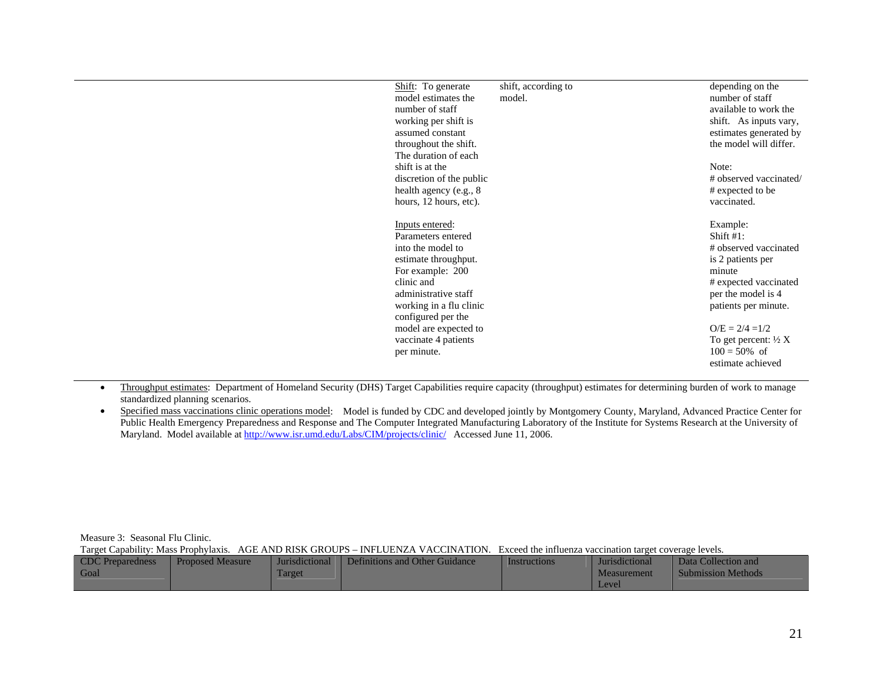| CDC Preparedness Goal | Proposed Measure | Jurisdictional Target | Definitions and Other Guidance | Instructions | Jurisdictional Measurement Level | Data Collection and Submission Methods |
|---|---|---|---|---|---|---|
| | | | Shift: To generate model estimates the number of staff working per shift is assumed constant throughout the shift. The duration of each shift is at the discretion of the public health agency (e.g., 8 hours, 12 hours, etc).<br><br>Inputs entered: Parameters entered into the model to estimate throughput. For example: 200 clinic and administrative staff working in a flu clinic configured per the model are expected to vaccinate 4 patients per minute. | shift, according to model. | | depending on the number of staff available to work the shift. As inputs vary, estimates generated by the model will differ.<br><br>Note: # observed vaccinated/ # expected to be vaccinated.<br><br>Example: Shift #1: # observed vaccinated is 2 patients per minute # expected vaccinated per the model is 4 patients per minute.<br><br>O/E = 2/4 =1/2 To get percent: ½ X 100 = 50% of estimate achieved |

- Throughput estimates: Department of Homeland Security (DHS) Target Capabilities require capacity (throughput) estimates for determining burden of work to manage standardized planning scenarios.
- Specified mass vaccinations clinic operations model: Model is funded by CDC and developed jointly by Montgomery County, Maryland, Advanced Practice Center for Public Health Emergency Preparedness and Response and The Computer Integrated Manufacturing Laboratory of the Institute for Systems Research at the University of Maryland. Model available at http://www.isr.umd.edu/Labs/CIM/projects/clinic/ Accessed June 11, 2006.

Measure 3: Seasonal Flu Clinic.

Target Capability: Mass Prophylaxis. AGE AND RISK GROUPS – INFLUENZA VACCINATION. Exceed the influenza vaccination target coverage levels.

| CDC Preparedness Goal | Proposed Measure | Jurisdictional Target | Definitions and Other Guidance | Instructions | Jurisdictional Measurement Level | Data Collection and Submission Methods |
|---|---|---|---|---|---|---|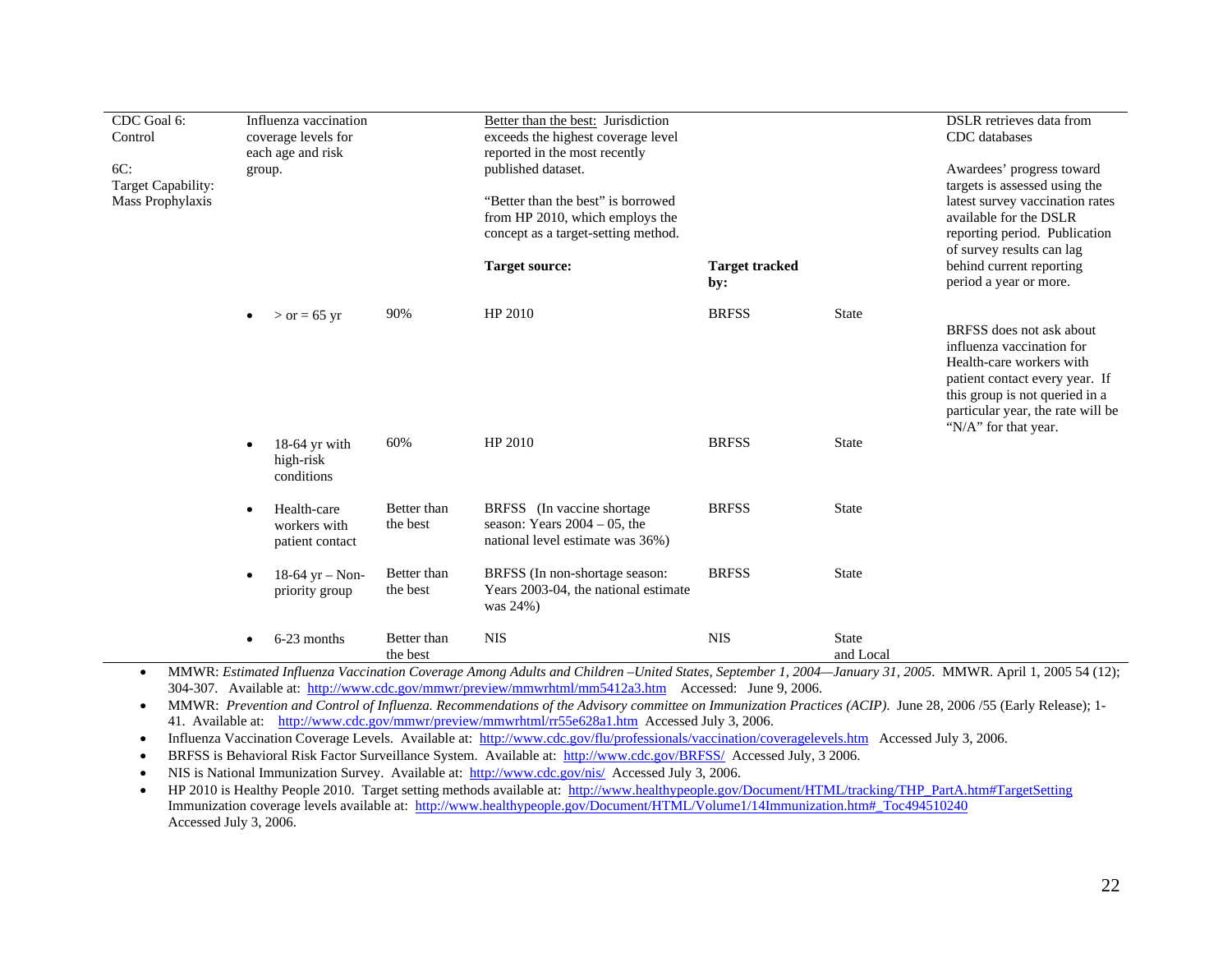| CDC Goal 6: Control<br><br>6C: Target Capability: Mass Prophylaxis | Influenza vaccination coverage levels for each age and risk group. | | Better than the best: Jurisdiction exceeds the highest coverage level reported in the most recently published dataset.<br><br>"Better than the best" is borrowed from HP 2010, which employs the concept as a target-setting method. | | | DSLR retrieves data from CDC databases<br><br>Awardees' progress toward targets is assessed using the latest survey vaccination rates available for the DSLR reporting period. Publication of survey results can lag behind current reporting period a year or more. |
|---|---|---|---|---|---|---|
| | | | **Target source:** | **Target tracked by:** | | |
| | • > or = 65 yr | 90% | HP 2010 | BRFSS | State | BRFSS does not ask about influenza vaccination for Health-care workers with patient contact every year. If this group is not queried in a particular year, the rate will be "N/A" for that year. |
| | • 18-64 yr with high-risk conditions | 60% | HP 2010 | BRFSS | State | |
| | • Health-care workers with patient contact | Better than the best | BRFSS (In vaccine shortage season: Years 2004 – 05, the national level estimate was 36%) | BRFSS | State | |
| | • 18-64 yr – Non-priority group | Better than the best | BRFSS (In non-shortage season: Years 2003-04, the national estimate was 24%) | BRFSS | State | |
| | • 6-23 months | Better than the best | NIS | NIS | State and Local | |

- MMWR: *Estimated Influenza Vaccination Coverage Among Adults and Children –United States, September 1, 2004—January 31, 2005*. MMWR. April 1, 2005 54 (12); 304-307. Available at: http://www.cdc.gov/mmwr/preview/mmwrhtml/mm5412a3.htm Accessed: June 9, 2006.
- MMWR: *Prevention and Control of Influenza. Recommendations of the Advisory committee on Immunization Practices (ACIP)*. June 28, 2006 /55 (Early Release); 1-41. Available at: http://www.cdc.gov/mmwr/preview/mmwrhtml/rr55e628a1.htm Accessed July 3, 2006.
- Influenza Vaccination Coverage Levels. Available at: http://www.cdc.gov/flu/professionals/vaccination/coveragelevels.htm Accessed July 3, 2006.
- BRFSS is Behavioral Risk Factor Surveillance System. Available at: http://www.cdc.gov/BRFSS/ Accessed July, 3 2006.
- NIS is National Immunization Survey. Available at: http://www.cdc.gov/nis/ Accessed July 3, 2006.
- HP 2010 is Healthy People 2010. Target setting methods available at: http://www.healthypeople.gov/Document/HTML/tracking/THP_PartA.htm#TargetSetting Immunization coverage levels available at: http://www.healthypeople.gov/Document/HTML/Volume1/14Immunization.htm#_Toc494510240 Accessed July 3, 2006.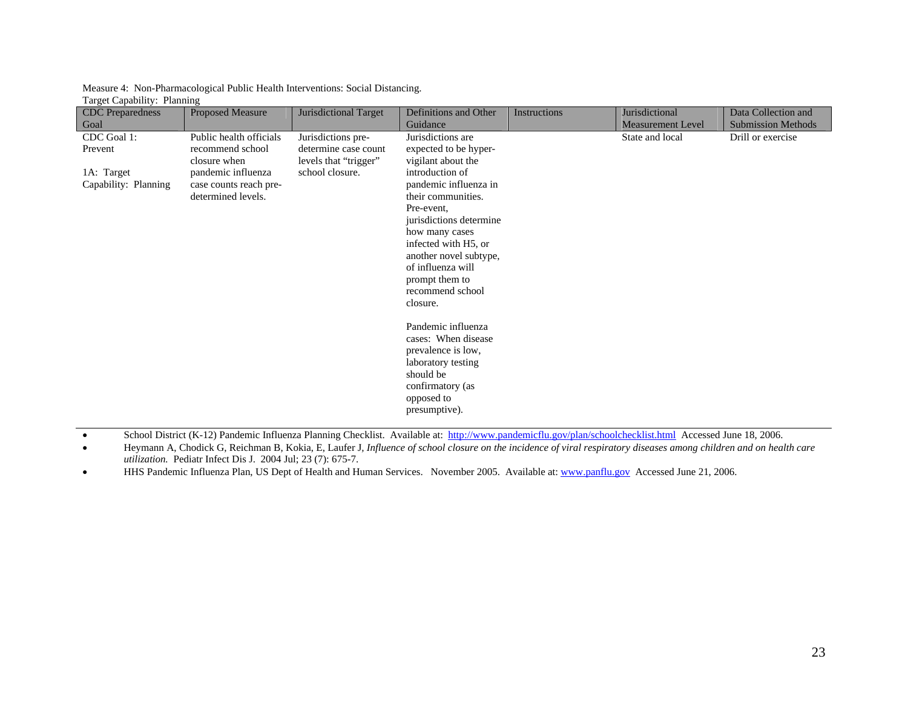Measure 4: Non-Pharmacological Public Health Interventions: Social Distancing.
Target Capability: Planning

| CDC Preparedness Goal | Proposed Measure | Jurisdictional Target | Definitions and Other Guidance | Instructions | Jurisdictional Measurement Level | Data Collection and Submission Methods |
|---|---|---|---|---|---|---|
| CDC Goal 1: Prevent<br><br>1A: Target Capability: Planning | Public health officials recommend school closure when pandemic influenza case counts reach pre-determined levels. | Jurisdictions pre-determine case count levels that "trigger" school closure. | Jurisdictions are expected to be hyper-vigilant about the introduction of pandemic influenza in their communities. Pre-event, jurisdictions determine how many cases infected with H5, or another novel subtype, of influenza will prompt them to recommend school closure.<br><br>Pandemic influenza cases: When disease prevalence is low, laboratory testing should be confirmatory (as opposed to presumptive). | | State and local | Drill or exercise |

- School District (K-12) Pandemic Influenza Planning Checklist. Available at: http://www.pandemicflu.gov/plan/schoolchecklist.html Accessed June 18, 2006.
- Heymann A, Chodick G, Reichman B, Kokia, E, Laufer J, *Influence of school closure on the incidence of viral respiratory diseases among children and on health care utilization.* Pediatr Infect Dis J. 2004 Jul; 23 (7): 675-7.
- HHS Pandemic Influenza Plan, US Dept of Health and Human Services. November 2005. Available at: www.panflu.gov Accessed June 21, 2006.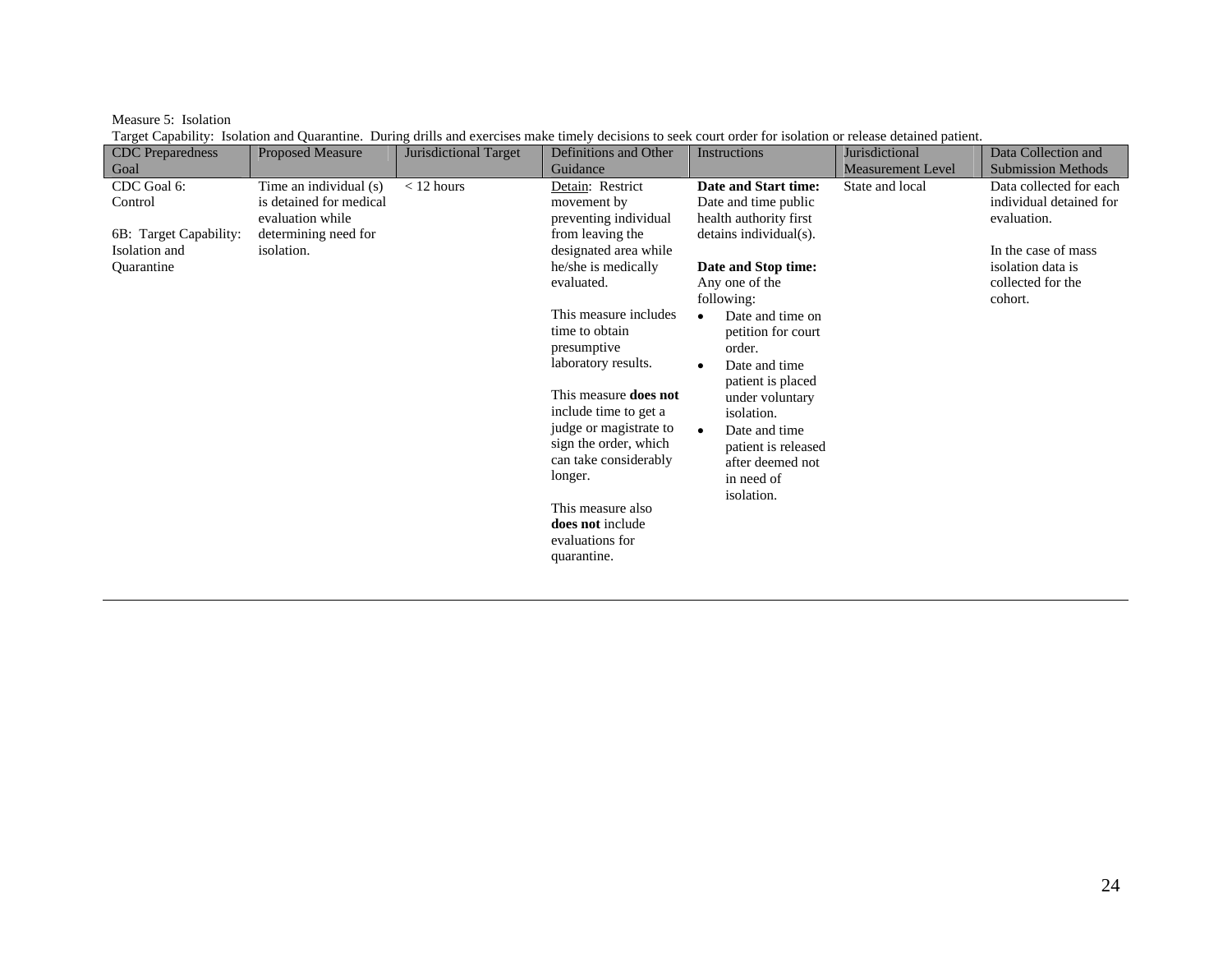Measure 5: Isolation

Target Capability: Isolation and Quarantine. During drills and exercises make timely decisions to seek court order for isolation or release detained patient.

| CDC Preparedness Goal | Proposed Measure | Jurisdictional Target | Definitions and Other Guidance | Instructions | Jurisdictional Measurement Level | Data Collection and Submission Methods |
|---|---|---|---|---|---|---|
| CDC Goal 6: Control<br><br>6B: Target Capability: Isolation and Quarantine | Time an individual (s) is detained for medical evaluation while determining need for isolation. | < 12 hours | Detain: Restrict movement by preventing individual from leaving the designated area while he/she is medically evaluated.<br><br>This measure includes time to obtain presumptive laboratory results.<br><br>This measure **does not** include time to get a judge or magistrate to sign the order, which can take considerably longer.<br><br>This measure also **does not** include evaluations for quarantine. | **Date and Start time:** Date and time public health authority first detains individual(s).<br><br>**Date and Stop time:** Any one of the following:<br>• Date and time on petition for court order.<br>• Date and time patient is placed under voluntary isolation.<br>• Date and time patient is released after deemed not in need of isolation. | State and local | Data collected for each individual detained for evaluation.<br><br>In the case of mass isolation data is collected for the cohort. |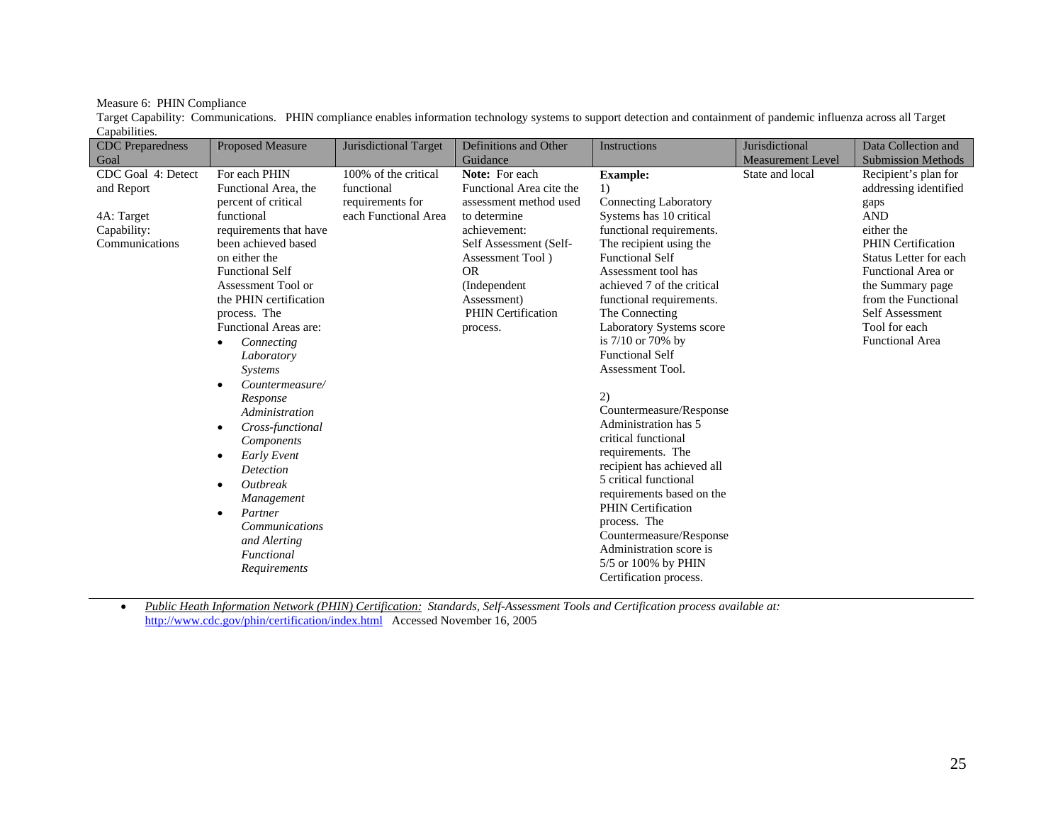Measure 6: PHIN Compliance

Target Capability: Communications. PHIN compliance enables information technology systems to support detection and containment of pandemic influenza across all Target Capabilities.

| CDC Preparedness Goal | Proposed Measure | Jurisdictional Target | Definitions and Other Guidance | Instructions | Jurisdictional Measurement Level | Data Collection and Submission Methods |
|---|---|---|---|---|---|---|
| CDC Goal 4: Detect and Report<br><br>4A: Target Capability: Communications | For each PHIN Functional Area, the percent of critical functional requirements that have been achieved based on either the Functional Self Assessment Tool or the PHIN certification process. The Functional Areas are:<br>• *Connecting Laboratory Systems*<br>• *Countermeasure/ Response Administration*<br>• *Cross-functional Components*<br>• *Early Event Detection*<br>• *Outbreak Management*<br>• *Partner Communications and Alerting Functional Requirements* | 100% of the critical functional requirements for each Functional Area | **Note:** For each Functional Area cite the assessment method used to determine achievement:<br>Self Assessment (Self-Assessment Tool )<br>OR<br>(Independent Assessment)<br>PHIN Certification process. | **Example:**<br>1)<br>Connecting Laboratory Systems has 10 critical functional requirements. The recipient using the Functional Self Assessment tool has achieved 7 of the critical functional requirements. The Connecting Laboratory Systems score is 7/10 or 70% by Functional Self Assessment Tool.<br><br>2)<br>Countermeasure/Response Administration has 5 critical functional requirements. The recipient has achieved all 5 critical functional requirements based on the PHIN Certification process. The Countermeasure/Response Administration score is 5/5 or 100% by PHIN Certification process. | State and local | Recipient's plan for addressing identified gaps<br>AND<br>either the PHIN Certification Status Letter for each Functional Area or the Summary page from the Functional Self Assessment Tool for each Functional Area |

- *Public Heath Information Network (PHIN) Certification: Standards, Self-Assessment Tools and Certification process available at:* http://www.cdc.gov/phin/certification/index.html Accessed November 16, 2005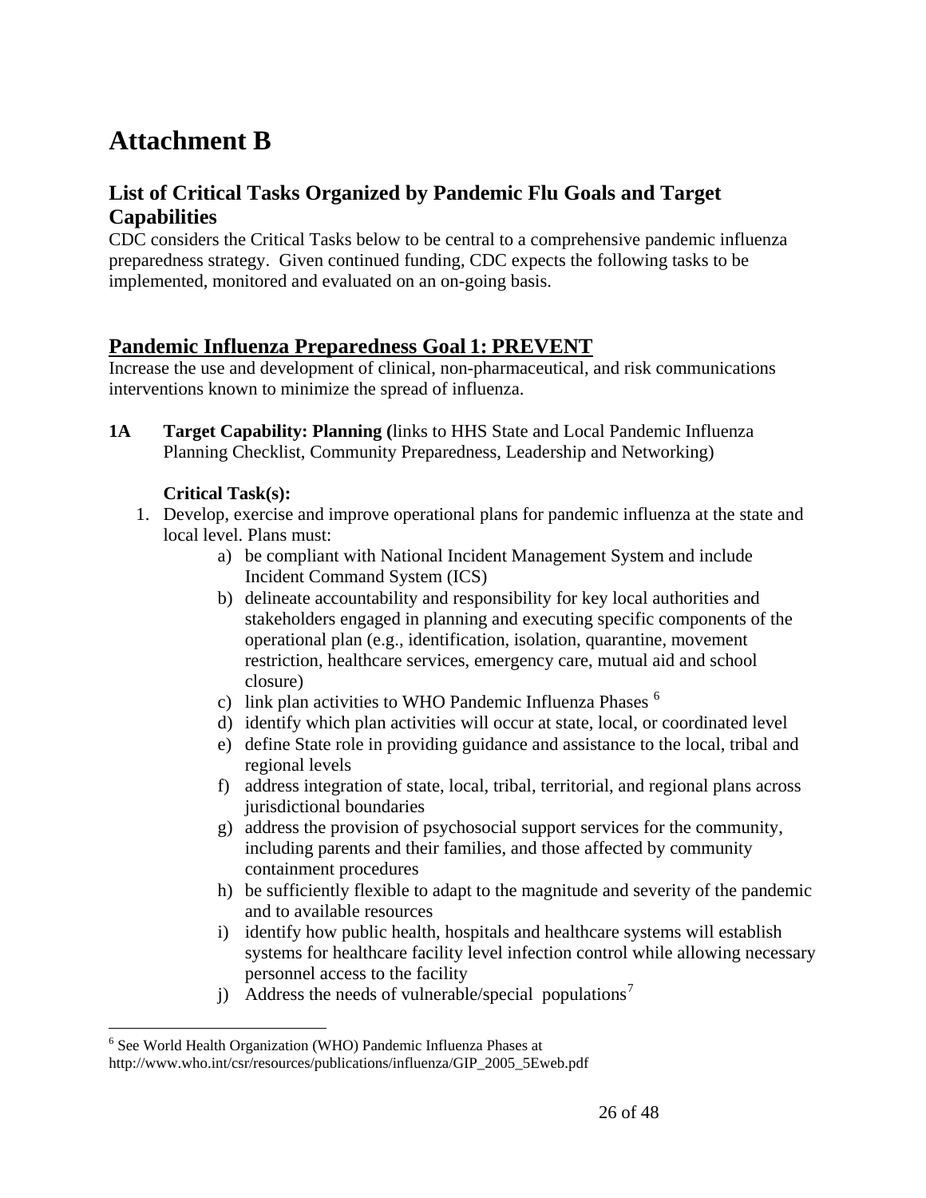# Attachment B

## List of Critical Tasks Organized by Pandemic Flu Goals and Target Capabilities

CDC considers the Critical Tasks below to be central to a comprehensive pandemic influenza preparedness strategy. Given continued funding, CDC expects the following tasks to be implemented, monitored and evaluated on an on-going basis.

## Pandemic Influenza Preparedness Goal 1: PREVENT

Increase the use and development of clinical, non-pharmaceutical, and risk communications interventions known to minimize the spread of influenza.

**1A Target Capability: Planning (**links to HHS State and Local Pandemic Influenza Planning Checklist, Community Preparedness, Leadership and Networking)

**Critical Task(s):**

1. Develop, exercise and improve operational plans for pandemic influenza at the state and local level. Plans must:
   a) be compliant with National Incident Management System and include Incident Command System (ICS)
   b) delineate accountability and responsibility for key local authorities and stakeholders engaged in planning and executing specific components of the operational plan (e.g., identification, isolation, quarantine, movement restriction, healthcare services, emergency care, mutual aid and school closure)
   c) link plan activities to WHO Pandemic Influenza Phases [6]
   d) identify which plan activities will occur at state, local, or coordinated level
   e) define State role in providing guidance and assistance to the local, tribal and regional levels
   f) address integration of state, local, tribal, territorial, and regional plans across jurisdictional boundaries
   g) address the provision of psychosocial support services for the community, including parents and their families, and those affected by community containment procedures
   h) be sufficiently flexible to adapt to the magnitude and severity of the pandemic and to available resources
   i) identify how public health, hospitals and healthcare systems will establish systems for healthcare facility level infection control while allowing necessary personnel access to the facility
   j) Address the needs of vulnerable/special populations[7]

[6] See World Health Organization (WHO) Pandemic Influenza Phases at http://www.who.int/csr/resources/publications/influenza/GIP_2005_5Eweb.pdf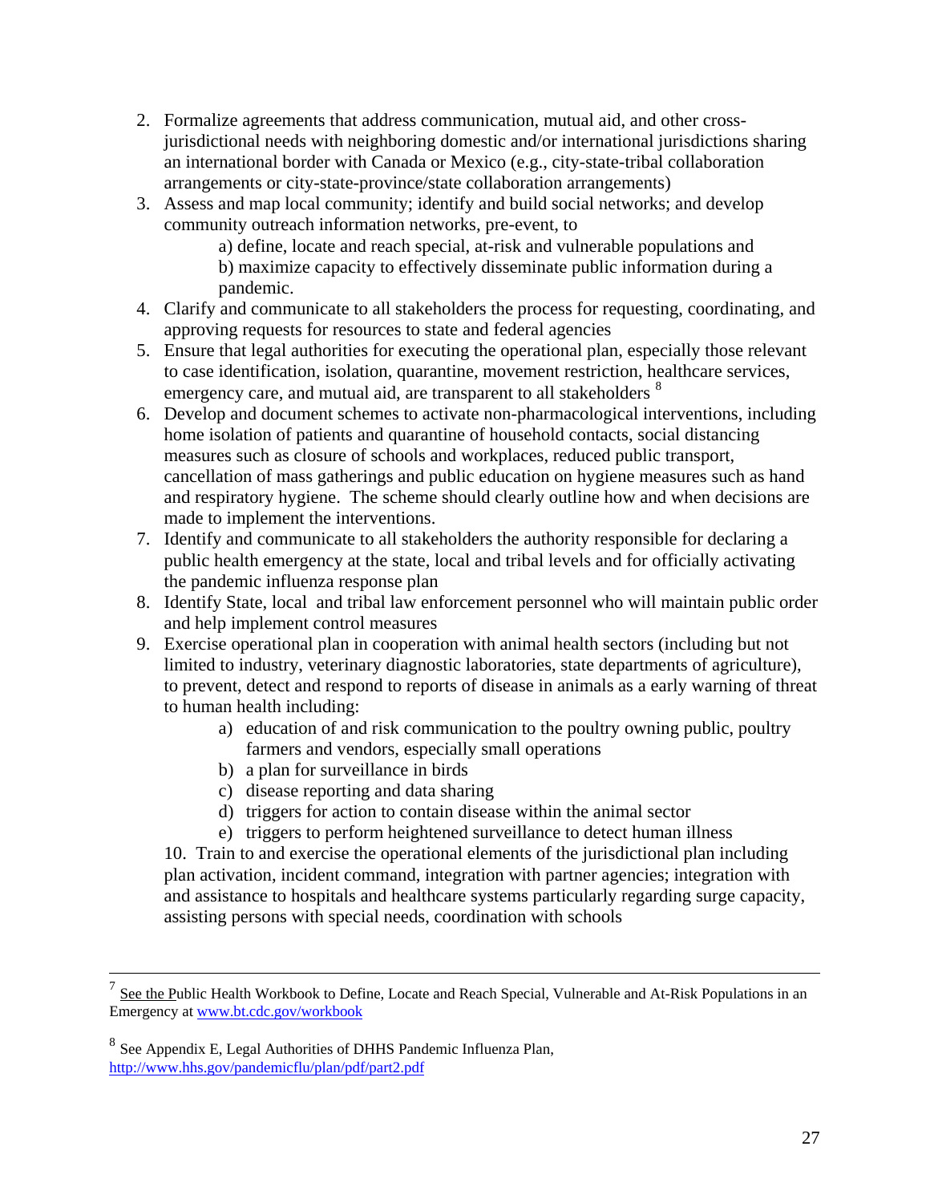2. Formalize agreements that address communication, mutual aid, and other cross-jurisdictional needs with neighboring domestic and/or international jurisdictions sharing an international border with Canada or Mexico (e.g., city-state-tribal collaboration arrangements or city-state-province/state collaboration arrangements)
3. Assess and map local community; identify and build social networks; and develop community outreach information networks, pre-event, to
   a) define, locate and reach special, at-risk and vulnerable populations and
   b) maximize capacity to effectively disseminate public information during a pandemic.
4. Clarify and communicate to all stakeholders the process for requesting, coordinating, and approving requests for resources to state and federal agencies
5. Ensure that legal authorities for executing the operational plan, especially those relevant to case identification, isolation, quarantine, movement restriction, healthcare services, emergency care, and mutual aid, are transparent to all stakeholders [8]
6. Develop and document schemes to activate non-pharmacological interventions, including home isolation of patients and quarantine of household contacts, social distancing measures such as closure of schools and workplaces, reduced public transport, cancellation of mass gatherings and public education on hygiene measures such as hand and respiratory hygiene. The scheme should clearly outline how and when decisions are made to implement the interventions.
7. Identify and communicate to all stakeholders the authority responsible for declaring a public health emergency at the state, local and tribal levels and for officially activating the pandemic influenza response plan
8. Identify State, local and tribal law enforcement personnel who will maintain public order and help implement control measures
9. Exercise operational plan in cooperation with animal health sectors (including but not limited to industry, veterinary diagnostic laboratories, state departments of agriculture), to prevent, detect and respond to reports of disease in animals as a early warning of threat to human health including:
   a) education of and risk communication to the poultry owning public, poultry farmers and vendors, especially small operations
   b) a plan for surveillance in birds
   c) disease reporting and data sharing
   d) triggers for action to contain disease within the animal sector
   e) triggers to perform heightened surveillance to detect human illness
10. Train to and exercise the operational elements of the jurisdictional plan including plan activation, incident command, integration with partner agencies; integration with and assistance to hospitals and healthcare systems particularly regarding surge capacity, assisting persons with special needs, coordination with schools

---

[7] See the Public Health Workbook to Define, Locate and Reach Special, Vulnerable and At-Risk Populations in an Emergency at www.bt.cdc.gov/workbook

[8] See Appendix E, Legal Authorities of DHHS Pandemic Influenza Plan, http://www.hhs.gov/pandemicflu/plan/pdf/part2.pdf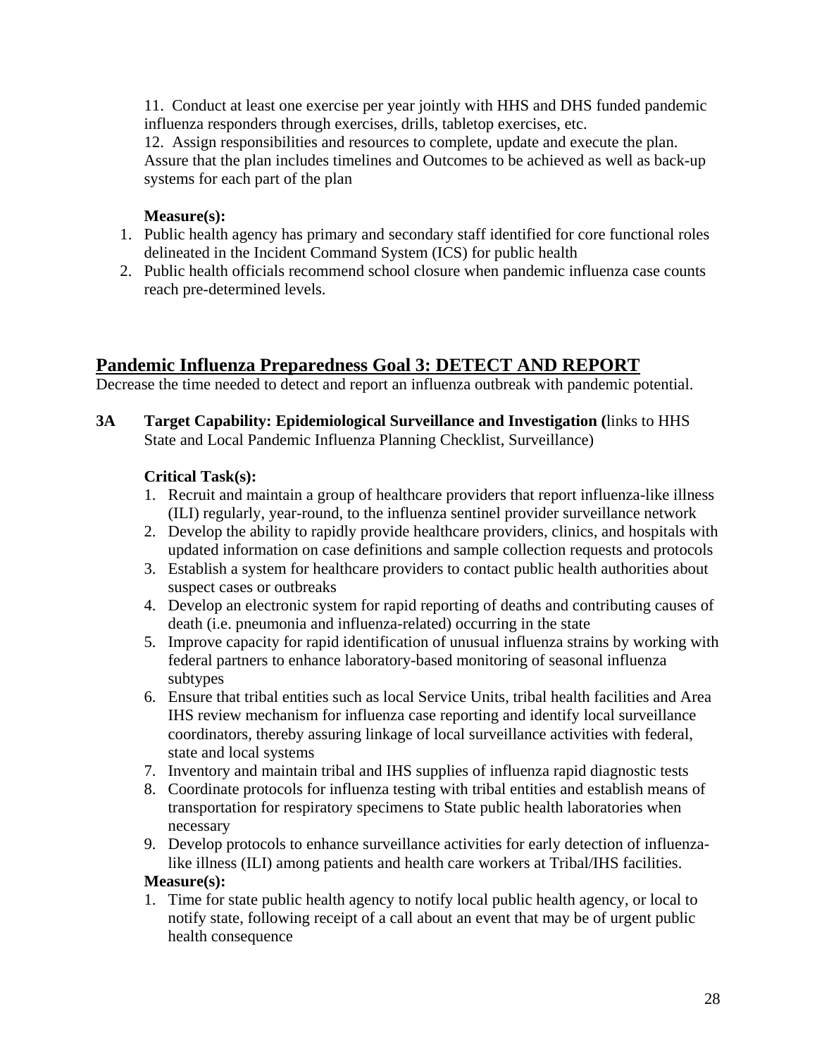11. Conduct at least one exercise per year jointly with HHS and DHS funded pandemic influenza responders through exercises, drills, tabletop exercises, etc.
12. Assign responsibilities and resources to complete, update and execute the plan. Assure that the plan includes timelines and Outcomes to be achieved as well as back-up systems for each part of the plan

**Measure(s):**

1. Public health agency has primary and secondary staff identified for core functional roles delineated in the Incident Command System (ICS) for public health
2. Public health officials recommend school closure when pandemic influenza case counts reach pre-determined levels.

## Pandemic Influenza Preparedness Goal 3: DETECT AND REPORT

Decrease the time needed to detect and report an influenza outbreak with pandemic potential.

**3A Target Capability: Epidemiological Surveillance and Investigation (**links to HHS State and Local Pandemic Influenza Planning Checklist, Surveillance)

**Critical Task(s):**

1. Recruit and maintain a group of healthcare providers that report influenza-like illness (ILI) regularly, year-round, to the influenza sentinel provider surveillance network
2. Develop the ability to rapidly provide healthcare providers, clinics, and hospitals with updated information on case definitions and sample collection requests and protocols
3. Establish a system for healthcare providers to contact public health authorities about suspect cases or outbreaks
4. Develop an electronic system for rapid reporting of deaths and contributing causes of death (i.e. pneumonia and influenza-related) occurring in the state
5. Improve capacity for rapid identification of unusual influenza strains by working with federal partners to enhance laboratory-based monitoring of seasonal influenza subtypes
6. Ensure that tribal entities such as local Service Units, tribal health facilities and Area IHS review mechanism for influenza case reporting and identify local surveillance coordinators, thereby assuring linkage of local surveillance activities with federal, state and local systems
7. Inventory and maintain tribal and IHS supplies of influenza rapid diagnostic tests
8. Coordinate protocols for influenza testing with tribal entities and establish means of transportation for respiratory specimens to State public health laboratories when necessary
9. Develop protocols to enhance surveillance activities for early detection of influenza-like illness (ILI) among patients and health care workers at Tribal/IHS facilities.

**Measure(s):**

1. Time for state public health agency to notify local public health agency, or local to notify state, following receipt of a call about an event that may be of urgent public health consequence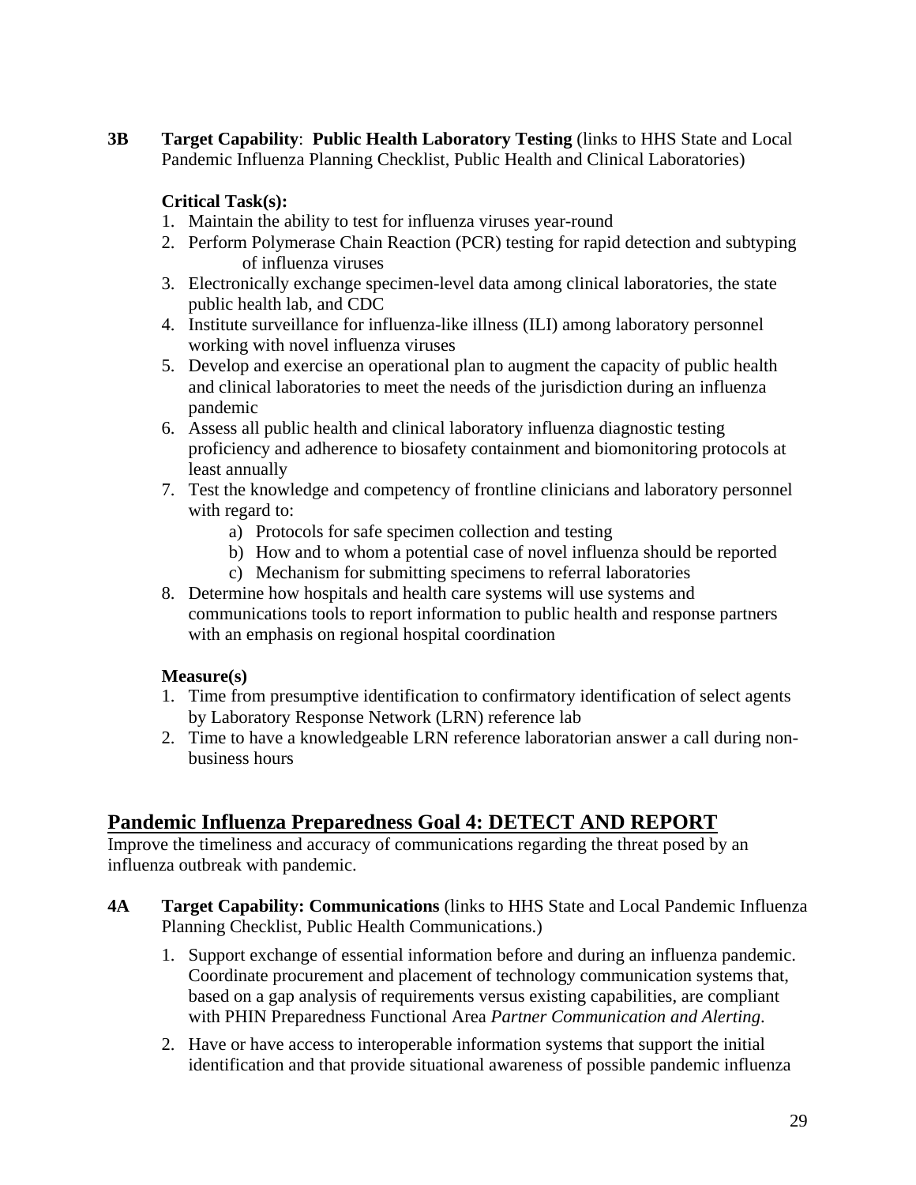**3B Target Capability**: **Public Health Laboratory Testing** (links to HHS State and Local Pandemic Influenza Planning Checklist, Public Health and Clinical Laboratories)

**Critical Task(s):**

1. Maintain the ability to test for influenza viruses year-round
2. Perform Polymerase Chain Reaction (PCR) testing for rapid detection and subtyping of influenza viruses
3. Electronically exchange specimen-level data among clinical laboratories, the state public health lab, and CDC
4. Institute surveillance for influenza-like illness (ILI) among laboratory personnel working with novel influenza viruses
5. Develop and exercise an operational plan to augment the capacity of public health and clinical laboratories to meet the needs of the jurisdiction during an influenza pandemic
6. Assess all public health and clinical laboratory influenza diagnostic testing proficiency and adherence to biosafety containment and biomonitoring protocols at least annually
7. Test the knowledge and competency of frontline clinicians and laboratory personnel with regard to:
   a) Protocols for safe specimen collection and testing
   b) How and to whom a potential case of novel influenza should be reported
   c) Mechanism for submitting specimens to referral laboratories
8. Determine how hospitals and health care systems will use systems and communications tools to report information to public health and response partners with an emphasis on regional hospital coordination

**Measure(s)**

1. Time from presumptive identification to confirmatory identification of select agents by Laboratory Response Network (LRN) reference lab
2. Time to have a knowledgeable LRN reference laboratorian answer a call during non-business hours

## Pandemic Influenza Preparedness Goal 4: DETECT AND REPORT

Improve the timeliness and accuracy of communications regarding the threat posed by an influenza outbreak with pandemic.

**4A Target Capability: Communications** (links to HHS State and Local Pandemic Influenza Planning Checklist, Public Health Communications.)

1. Support exchange of essential information before and during an influenza pandemic. Coordinate procurement and placement of technology communication systems that, based on a gap analysis of requirements versus existing capabilities, are compliant with PHIN Preparedness Functional Area *Partner Communication and Alerting*.
2. Have or have access to interoperable information systems that support the initial identification and that provide situational awareness of possible pandemic influenza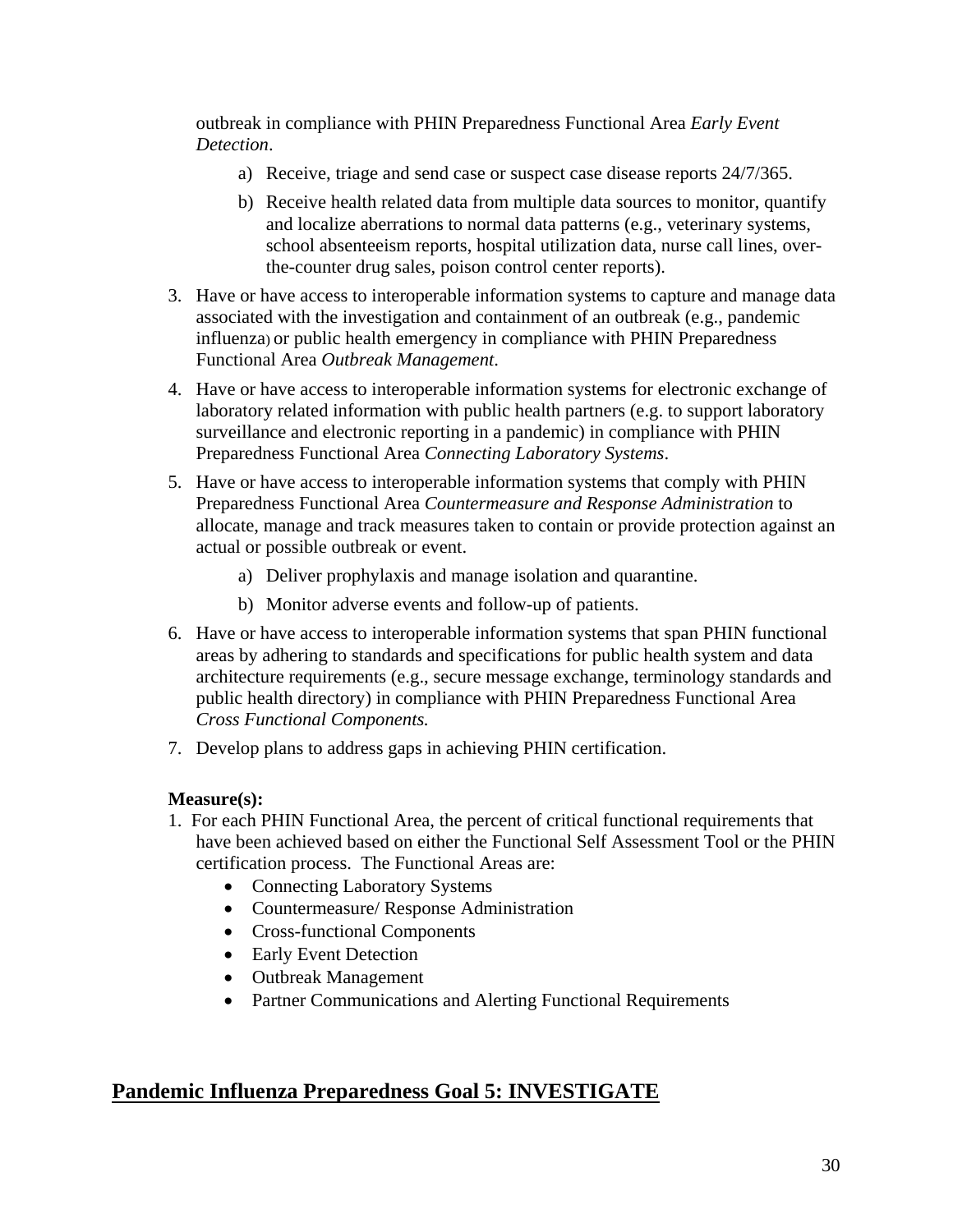outbreak in compliance with PHIN Preparedness Functional Area *Early Event Detection*.

a) Receive, triage and send case or suspect case disease reports 24/7/365.

b) Receive health related data from multiple data sources to monitor, quantify and localize aberrations to normal data patterns (e.g., veterinary systems, school absenteeism reports, hospital utilization data, nurse call lines, over-the-counter drug sales, poison control center reports).

3. Have or have access to interoperable information systems to capture and manage data associated with the investigation and containment of an outbreak (e.g., pandemic influenza) or public health emergency in compliance with PHIN Preparedness Functional Area *Outbreak Management*.

4. Have or have access to interoperable information systems for electronic exchange of laboratory related information with public health partners (e.g. to support laboratory surveillance and electronic reporting in a pandemic) in compliance with PHIN Preparedness Functional Area *Connecting Laboratory Systems*.

5. Have or have access to interoperable information systems that comply with PHIN Preparedness Functional Area *Countermeasure and Response Administration* to allocate, manage and track measures taken to contain or provide protection against an actual or possible outbreak or event.

   a) Deliver prophylaxis and manage isolation and quarantine.

   b) Monitor adverse events and follow-up of patients.

6. Have or have access to interoperable information systems that span PHIN functional areas by adhering to standards and specifications for public health system and data architecture requirements (e.g., secure message exchange, terminology standards and public health directory) in compliance with PHIN Preparedness Functional Area *Cross Functional Components.*

7. Develop plans to address gaps in achieving PHIN certification.

**Measure(s):**

1. For each PHIN Functional Area, the percent of critical functional requirements that have been achieved based on either the Functional Self Assessment Tool or the PHIN certification process. The Functional Areas are:
   - Connecting Laboratory Systems
   - Countermeasure/ Response Administration
   - Cross-functional Components
   - Early Event Detection
   - Outbreak Management
   - Partner Communications and Alerting Functional Requirements

## <u>Pandemic Influenza Preparedness Goal 5: INVESTIGATE</u>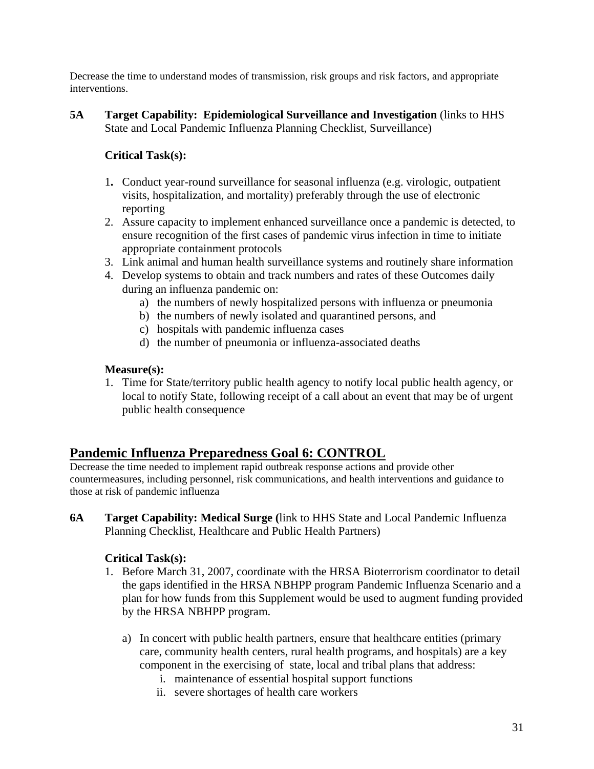Decrease the time to understand modes of transmission, risk groups and risk factors, and appropriate interventions.

**5A Target Capability: Epidemiological Surveillance and Investigation** (links to HHS State and Local Pandemic Influenza Planning Checklist, Surveillance)

**Critical Task(s):**

1. Conduct year-round surveillance for seasonal influenza (e.g. virologic, outpatient visits, hospitalization, and mortality) preferably through the use of electronic reporting
2. Assure capacity to implement enhanced surveillance once a pandemic is detected, to ensure recognition of the first cases of pandemic virus infection in time to initiate appropriate containment protocols
3. Link animal and human health surveillance systems and routinely share information
4. Develop systems to obtain and track numbers and rates of these Outcomes daily during an influenza pandemic on:
   a) the numbers of newly hospitalized persons with influenza or pneumonia
   b) the numbers of newly isolated and quarantined persons, and
   c) hospitals with pandemic influenza cases
   d) the number of pneumonia or influenza-associated deaths

**Measure(s):**

1. Time for State/territory public health agency to notify local public health agency, or local to notify State, following receipt of a call about an event that may be of urgent public health consequence

## Pandemic Influenza Preparedness Goal 6: CONTROL

Decrease the time needed to implement rapid outbreak response actions and provide other countermeasures, including personnel, risk communications, and health interventions and guidance to those at risk of pandemic influenza

**6A Target Capability: Medical Surge (**link to HHS State and Local Pandemic Influenza Planning Checklist, Healthcare and Public Health Partners)

**Critical Task(s):**

1. Before March 31, 2007, coordinate with the HRSA Bioterrorism coordinator to detail the gaps identified in the HRSA NBHPP program Pandemic Influenza Scenario and a plan for how funds from this Supplement would be used to augment funding provided by the HRSA NBHPP program.

   a) In concert with public health partners, ensure that healthcare entities (primary care, community health centers, rural health programs, and hospitals) are a key component in the exercising of state, local and tribal plans that address:
      i. maintenance of essential hospital support functions
      ii. severe shortages of health care workers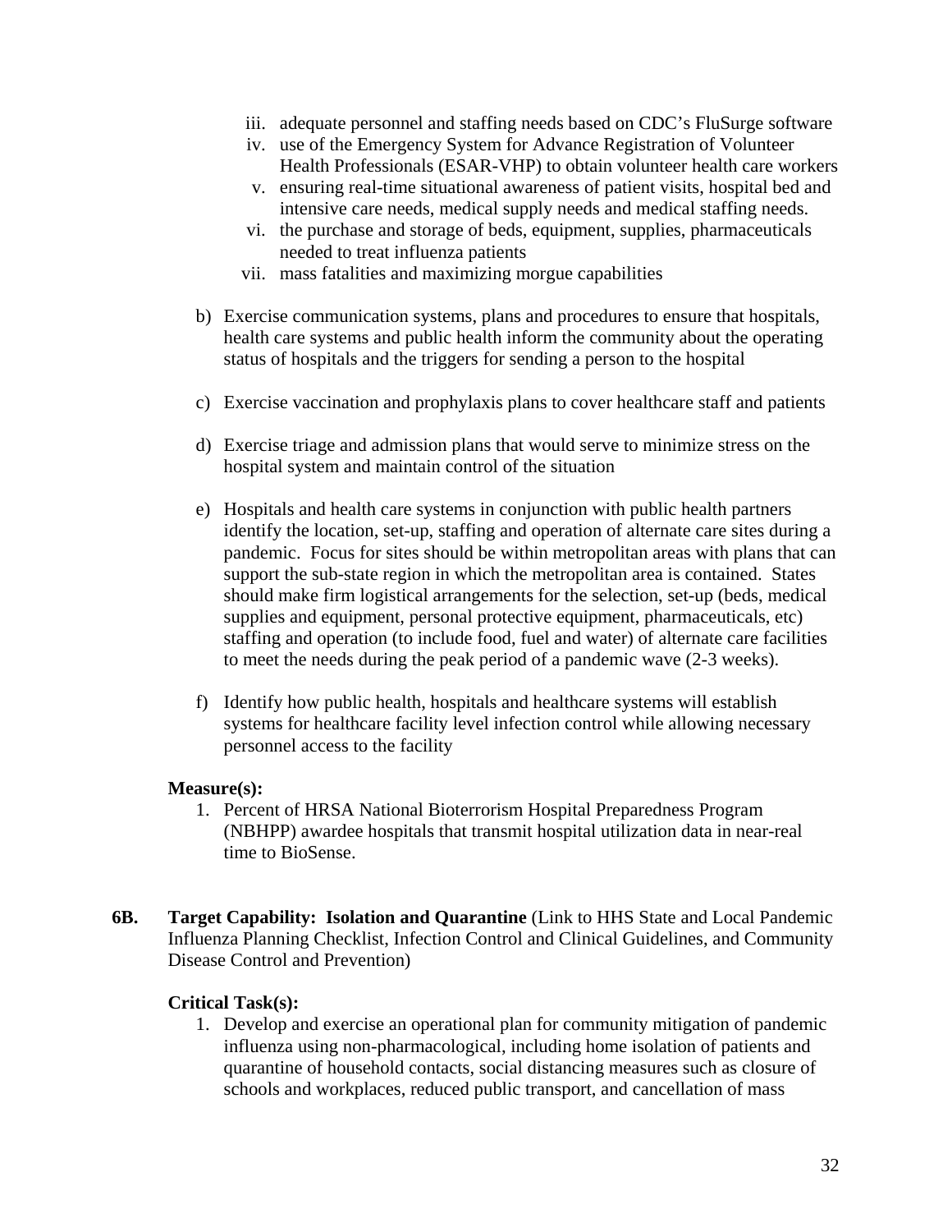iii. adequate personnel and staffing needs based on CDC's FluSurge software
   iv. use of the Emergency System for Advance Registration of Volunteer Health Professionals (ESAR-VHP) to obtain volunteer health care workers
   v. ensuring real-time situational awareness of patient visits, hospital bed and intensive care needs, medical supply needs and medical staffing needs.
   vi. the purchase and storage of beds, equipment, supplies, pharmaceuticals needed to treat influenza patients
   vii. mass fatalities and maximizing morgue capabilities

b) Exercise communication systems, plans and procedures to ensure that hospitals, health care systems and public health inform the community about the operating status of hospitals and the triggers for sending a person to the hospital

c) Exercise vaccination and prophylaxis plans to cover healthcare staff and patients

d) Exercise triage and admission plans that would serve to minimize stress on the hospital system and maintain control of the situation

e) Hospitals and health care systems in conjunction with public health partners identify the location, set-up, staffing and operation of alternate care sites during a pandemic. Focus for sites should be within metropolitan areas with plans that can support the sub-state region in which the metropolitan area is contained. States should make firm logistical arrangements for the selection, set-up (beds, medical supplies and equipment, personal protective equipment, pharmaceuticals, etc) staffing and operation (to include food, fuel and water) of alternate care facilities to meet the needs during the peak period of a pandemic wave (2-3 weeks).

f) Identify how public health, hospitals and healthcare systems will establish systems for healthcare facility level infection control while allowing necessary personnel access to the facility

**Measure(s):**

1. Percent of HRSA National Bioterrorism Hospital Preparedness Program (NBHPP) awardee hospitals that transmit hospital utilization data in near-real time to BioSense.

**6B. Target Capability: Isolation and Quarantine** (Link to HHS State and Local Pandemic Influenza Planning Checklist, Infection Control and Clinical Guidelines, and Community Disease Control and Prevention)

**Critical Task(s):**

1. Develop and exercise an operational plan for community mitigation of pandemic influenza using non-pharmacological, including home isolation of patients and quarantine of household contacts, social distancing measures such as closure of schools and workplaces, reduced public transport, and cancellation of mass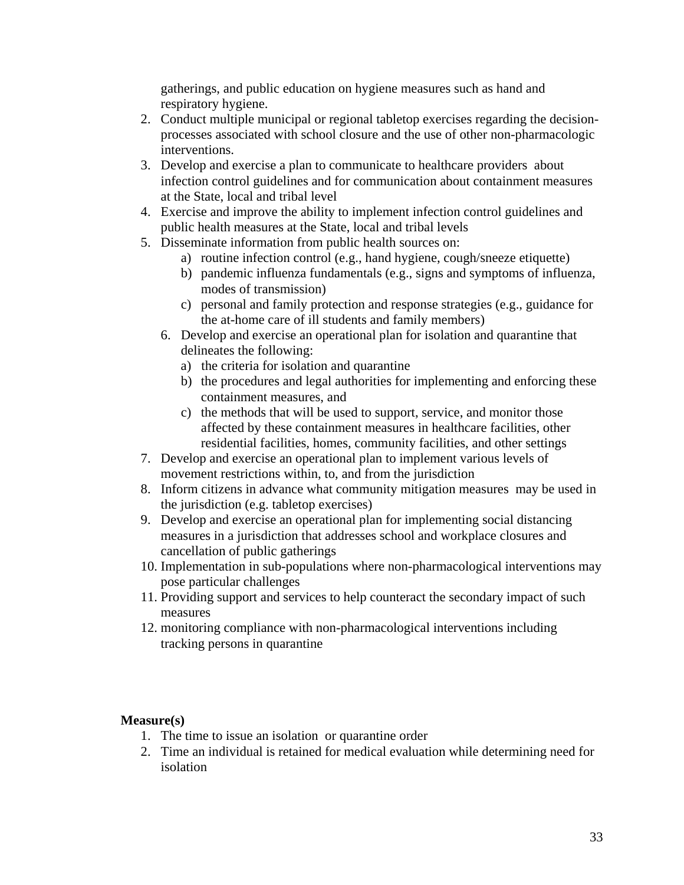gatherings, and public education on hygiene measures such as hand and respiratory hygiene.

2. Conduct multiple municipal or regional tabletop exercises regarding the decision-processes associated with school closure and the use of other non-pharmacologic interventions.
3. Develop and exercise a plan to communicate to healthcare providers about infection control guidelines and for communication about containment measures at the State, local and tribal level
4. Exercise and improve the ability to implement infection control guidelines and public health measures at the State, local and tribal levels
5. Disseminate information from public health sources on:
   a) routine infection control (e.g., hand hygiene, cough/sneeze etiquette)
   b) pandemic influenza fundamentals (e.g., signs and symptoms of influenza, modes of transmission)
   c) personal and family protection and response strategies (e.g., guidance for the at-home care of ill students and family members)
   6. Develop and exercise an operational plan for isolation and quarantine that delineates the following:
      a) the criteria for isolation and quarantine
      b) the procedures and legal authorities for implementing and enforcing these containment measures, and
      c) the methods that will be used to support, service, and monitor those affected by these containment measures in healthcare facilities, other residential facilities, homes, community facilities, and other settings
7. Develop and exercise an operational plan to implement various levels of movement restrictions within, to, and from the jurisdiction
8. Inform citizens in advance what community mitigation measures may be used in the jurisdiction (e.g. tabletop exercises)
9. Develop and exercise an operational plan for implementing social distancing measures in a jurisdiction that addresses school and workplace closures and cancellation of public gatherings
10. Implementation in sub-populations where non-pharmacological interventions may pose particular challenges
11. Providing support and services to help counteract the secondary impact of such measures
12. monitoring compliance with non-pharmacological interventions including tracking persons in quarantine

**Measure(s)**

1. The time to issue an isolation or quarantine order
2. Time an individual is retained for medical evaluation while determining need for isolation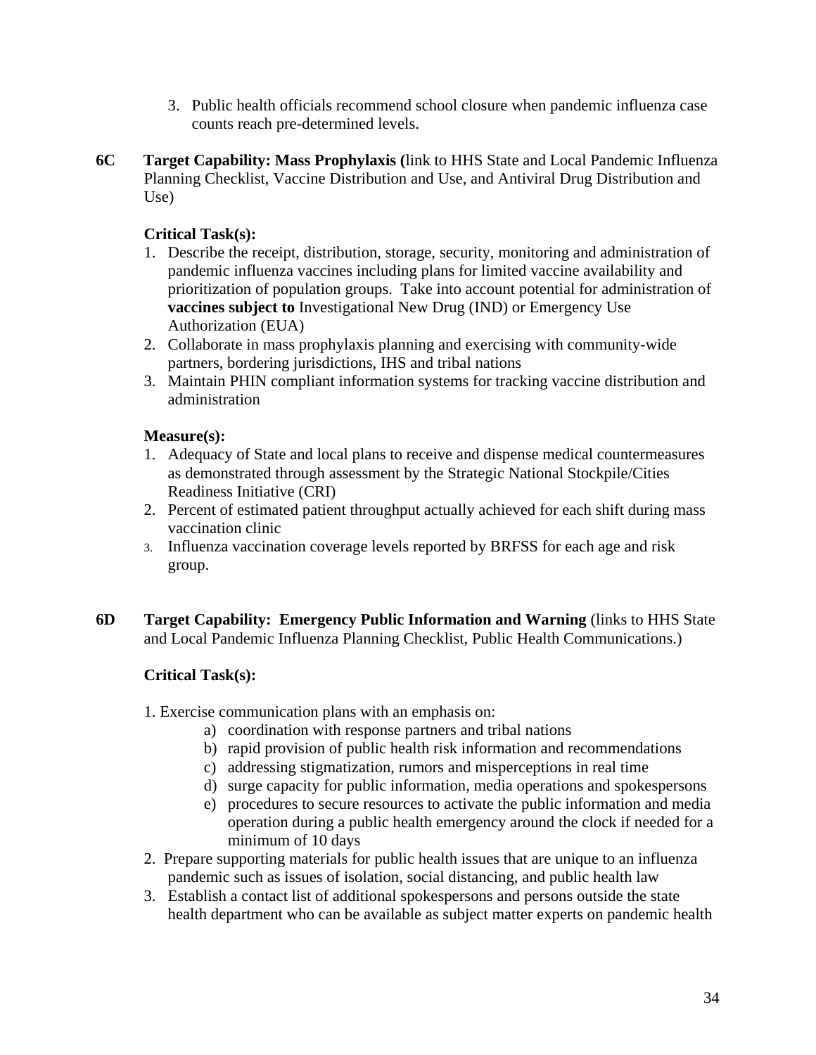3. Public health officials recommend school closure when pandemic influenza case counts reach pre-determined levels.

**6C Target Capability: Mass Prophylaxis (**link to HHS State and Local Pandemic Influenza Planning Checklist, Vaccine Distribution and Use, and Antiviral Drug Distribution and Use)

**Critical Task(s):**

1. Describe the receipt, distribution, storage, security, monitoring and administration of pandemic influenza vaccines including plans for limited vaccine availability and prioritization of population groups. Take into account potential for administration of **vaccines subject to** Investigational New Drug (IND) or Emergency Use Authorization (EUA)
2. Collaborate in mass prophylaxis planning and exercising with community-wide partners, bordering jurisdictions, IHS and tribal nations
3. Maintain PHIN compliant information systems for tracking vaccine distribution and administration

**Measure(s):**

1. Adequacy of State and local plans to receive and dispense medical countermeasures as demonstrated through assessment by the Strategic National Stockpile/Cities Readiness Initiative (CRI)
2. Percent of estimated patient throughput actually achieved for each shift during mass vaccination clinic
3. Influenza vaccination coverage levels reported by BRFSS for each age and risk group.

**6D Target Capability: Emergency Public Information and Warning** (links to HHS State and Local Pandemic Influenza Planning Checklist, Public Health Communications.)

**Critical Task(s):**

1. Exercise communication plans with an emphasis on:
   a) coordination with response partners and tribal nations
   b) rapid provision of public health risk information and recommendations
   c) addressing stigmatization, rumors and misperceptions in real time
   d) surge capacity for public information, media operations and spokespersons
   e) procedures to secure resources to activate the public information and media operation during a public health emergency around the clock if needed for a minimum of 10 days
2. Prepare supporting materials for public health issues that are unique to an influenza pandemic such as issues of isolation, social distancing, and public health law
3. Establish a contact list of additional spokespersons and persons outside the state health department who can be available as subject matter experts on pandemic health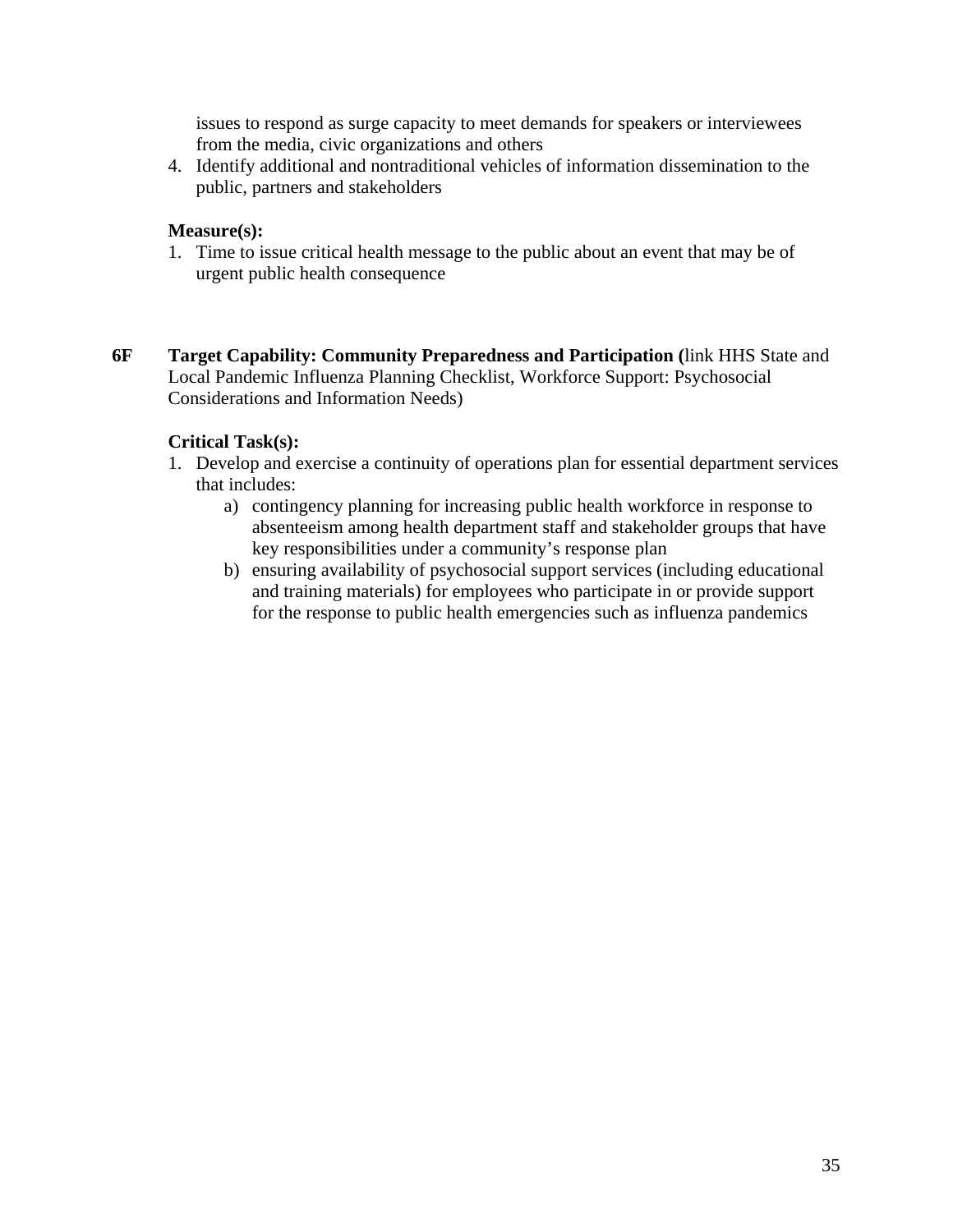issues to respond as surge capacity to meet demands for speakers or interviewees from the media, civic organizations and others

4. Identify additional and nontraditional vehicles of information dissemination to the public, partners and stakeholders

**Measure(s):**

1. Time to issue critical health message to the public about an event that may be of urgent public health consequence

**6F Target Capability: Community Preparedness and Participation (**link HHS State and Local Pandemic Influenza Planning Checklist, Workforce Support: Psychosocial Considerations and Information Needs)

**Critical Task(s):**

1. Develop and exercise a continuity of operations plan for essential department services that includes:
   a) contingency planning for increasing public health workforce in response to absenteeism among health department staff and stakeholder groups that have key responsibilities under a community's response plan
   b) ensuring availability of psychosocial support services (including educational and training materials) for employees who participate in or provide support for the response to public health emergencies such as influenza pandemics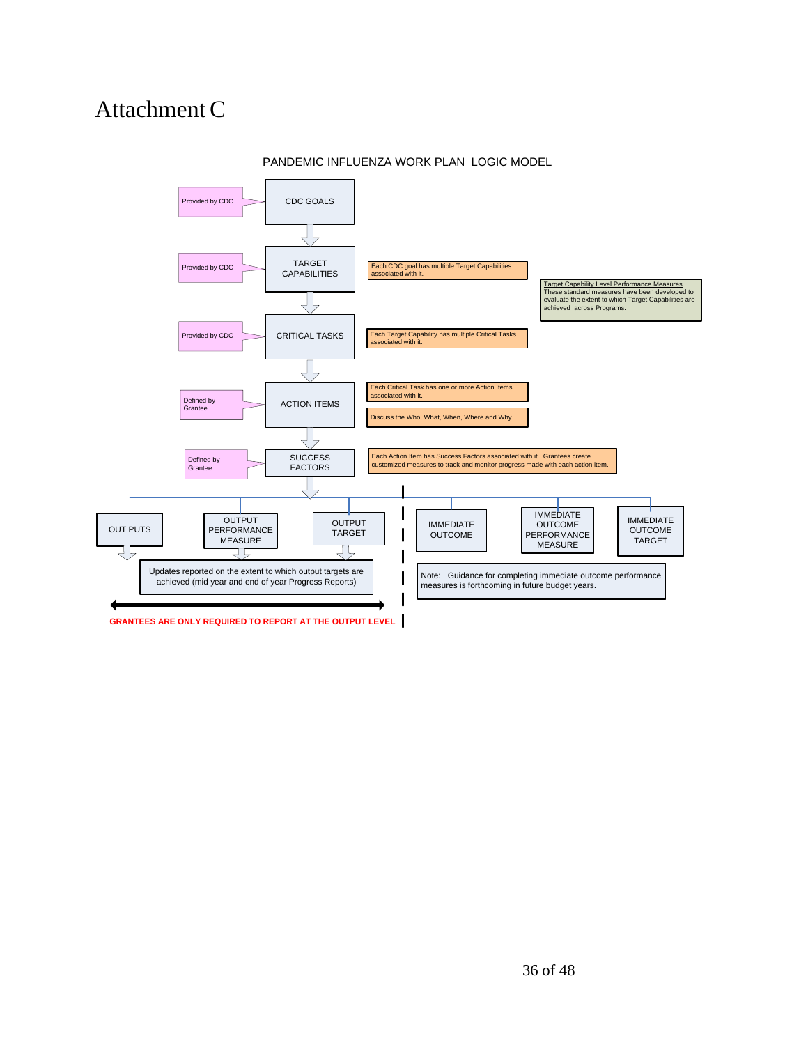# Attachment C

PANDEMIC INFLUENZA WORK PLAN LOGIC MODEL

Provided by CDC → CDC GOALS

Provided by CDC → TARGET CAPABILITIES — Each CDC goal has multiple Target Capabilities associated with it.

Target Capability Level Performance Measures
These standard measures have been developed to evaluate the extent to which Target Capabilities are achieved across Programs.

Provided by CDC → CRITICAL TASKS — Each Target Capability has multiple Critical Tasks associated with it.

Defined by Grantee → ACTION ITEMS — Each Critical Task has one or more Action Items associated with it.

Discuss the Who, What, When, Where and Why

Defined by Grantee → SUCCESS FACTORS — Each Action Item has Success Factors associated with it. Grantees create customized measures to track and monitor progress made with each action item.

OUT PUTS | OUTPUT PERFORMANCE MEASURE | OUTPUT TARGET

Updates reported on the extent to which output targets are achieved (mid year and end of year Progress Reports)

**GRANTEES ARE ONLY REQUIRED TO REPORT AT THE OUTPUT LEVEL**

IMMEDIATE OUTCOME | IMMEDIATE OUTCOME PERFORMANCE MEASURE | IMMEDIATE OUTCOME TARGET

Note: Guidance for completing immediate outcome performance measures is forthcoming in future budget years.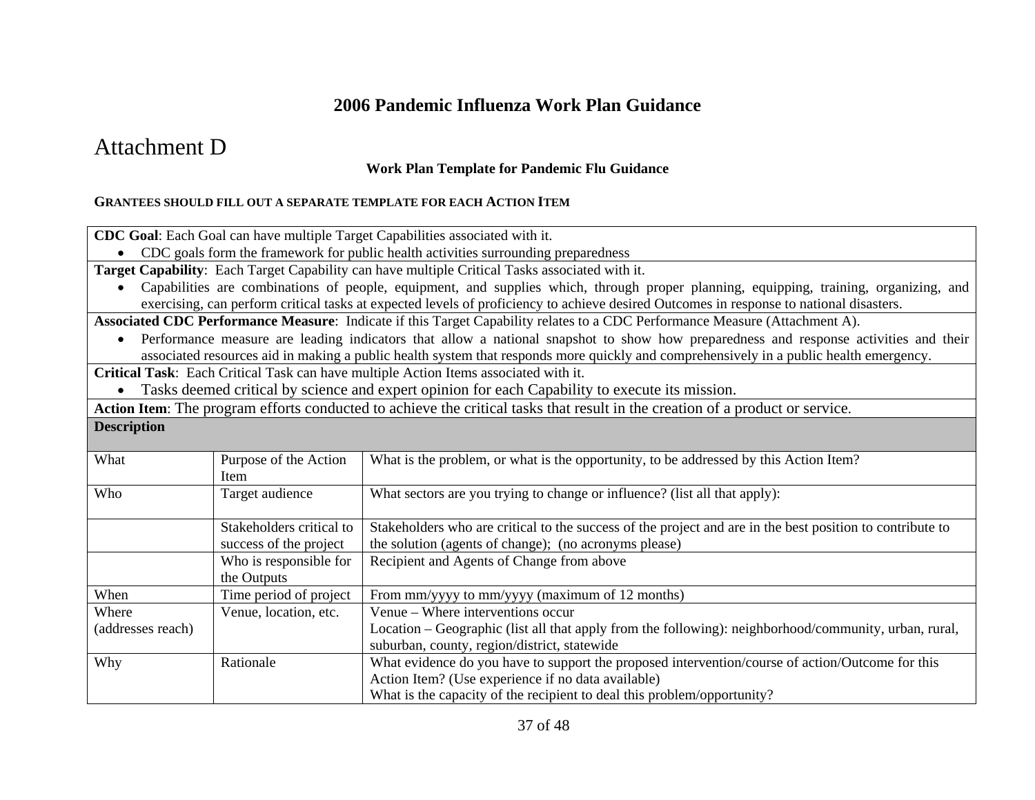## 2006 Pandemic Influenza Work Plan Guidance

# Attachment D

### Work Plan Template for Pandemic Flu Guidance

**GRANTEES SHOULD FILL OUT A SEPARATE TEMPLATE FOR EACH ACTION ITEM**

**CDC Goal**: Each Goal can have multiple Target Capabilities associated with it.

- CDC goals form the framework for public health activities surrounding preparedness

**Target Capability**: Each Target Capability can have multiple Critical Tasks associated with it.

- Capabilities are combinations of people, equipment, and supplies which, through proper planning, equipping, training, organizing, and exercising, can perform critical tasks at expected levels of proficiency to achieve desired Outcomes in response to national disasters.

**Associated CDC Performance Measure**: Indicate if this Target Capability relates to a CDC Performance Measure (Attachment A).

- Performance measure are leading indicators that allow a national snapshot to show how preparedness and response activities and their associated resources aid in making a public health system that responds more quickly and comprehensively in a public health emergency.

**Critical Task**: Each Critical Task can have multiple Action Items associated with it.

- Tasks deemed critical by science and expert opinion for each Capability to execute its mission.

**Action Item**: The program efforts conducted to achieve the critical tasks that result in the creation of a product or service.

| **Description** | | |
|---|---|---|
| What | Purpose of the Action Item | What is the problem, or what is the opportunity, to be addressed by this Action Item? |
| Who | Target audience | What sectors are you trying to change or influence? (list all that apply): |
| | Stakeholders critical to success of the project | Stakeholders who are critical to the success of the project and are in the best position to contribute to the solution (agents of change); (no acronyms please) |
| | Who is responsible for the Outputs | Recipient and Agents of Change from above |
| When | Time period of project | From mm/yyyy to mm/yyyy (maximum of 12 months) |
| Where (addresses reach) | Venue, location, etc. | Venue – Where interventions occur<br>Location – Geographic (list all that apply from the following): neighborhood/community, urban, rural, suburban, county, region/district, statewide |
| Why | Rationale | What evidence do you have to support the proposed intervention/course of action/Outcome for this Action Item? (Use experience if no data available)<br>What is the capacity of the recipient to deal this problem/opportunity? |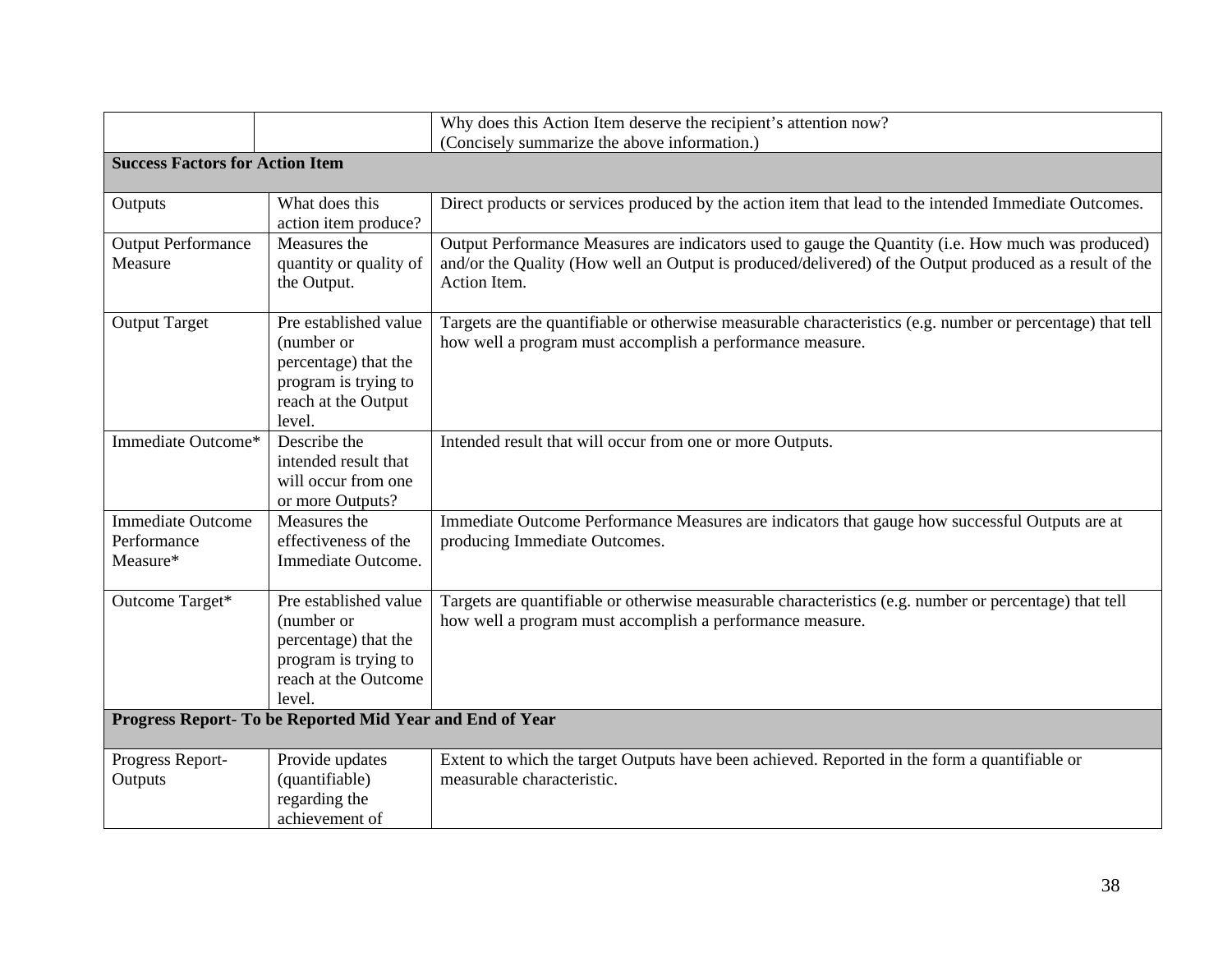| | | Why does this Action Item deserve the recipient's attention now?<br>(Concisely summarize the above information.) |
|---|---|---|
| **Success Factors for Action Item** | | |
| Outputs | What does this action item produce? | Direct products or services produced by the action item that lead to the intended Immediate Outcomes. |
| Output Performance Measure | Measures the quantity or quality of the Output. | Output Performance Measures are indicators used to gauge the Quantity (i.e. How much was produced) and/or the Quality (How well an Output is produced/delivered) of the Output produced as a result of the Action Item. |
| Output Target | Pre established value (number or percentage) that the program is trying to reach at the Output level. | Targets are the quantifiable or otherwise measurable characteristics (e.g. number or percentage) that tell how well a program must accomplish a performance measure. |
| Immediate Outcome* | Describe the intended result that will occur from one or more Outputs? | Intended result that will occur from one or more Outputs. |
| Immediate Outcome Performance Measure* | Measures the effectiveness of the Immediate Outcome. | Immediate Outcome Performance Measures are indicators that gauge how successful Outputs are at producing Immediate Outcomes. |
| Outcome Target* | Pre established value (number or percentage) that the program is trying to reach at the Outcome level. | Targets are quantifiable or otherwise measurable characteristics (e.g. number or percentage) that tell how well a program must accomplish a performance measure. |
| **Progress Report- To be Reported Mid Year and End of Year** | | |
| Progress Report- Outputs | Provide updates (quantifiable) regarding the achievement of | Extent to which the target Outputs have been achieved. Reported in the form a quantifiable or measurable characteristic. |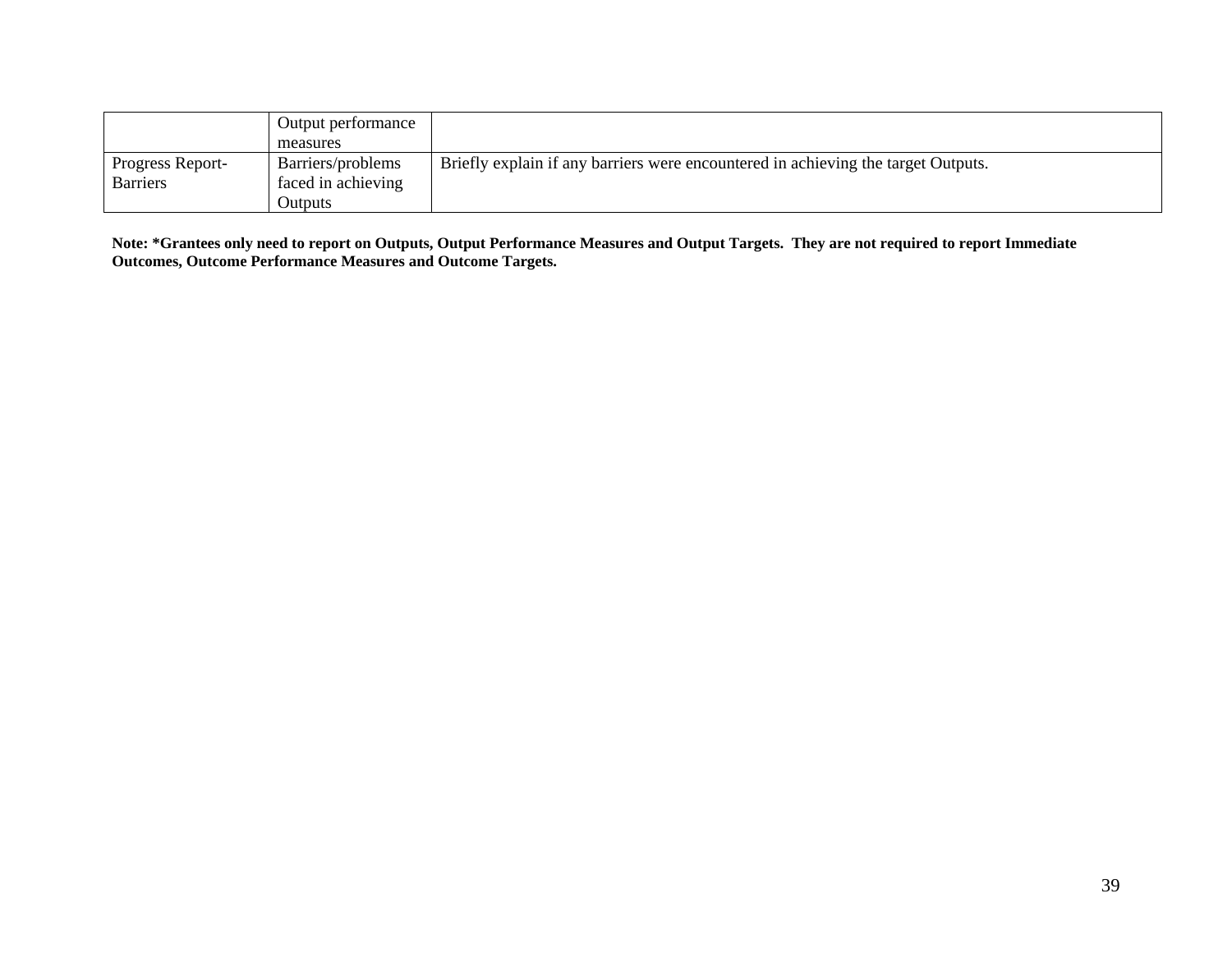| | | |
|---|---|---|
| | Output performance measures | |
| Progress Report-Barriers | Barriers/problems faced in achieving Outputs | Briefly explain if any barriers were encountered in achieving the target Outputs. |

**Note: *Grantees only need to report on Outputs, Output Performance Measures and Output Targets. They are not required to report Immediate Outcomes, Outcome Performance Measures and Outcome Targets.**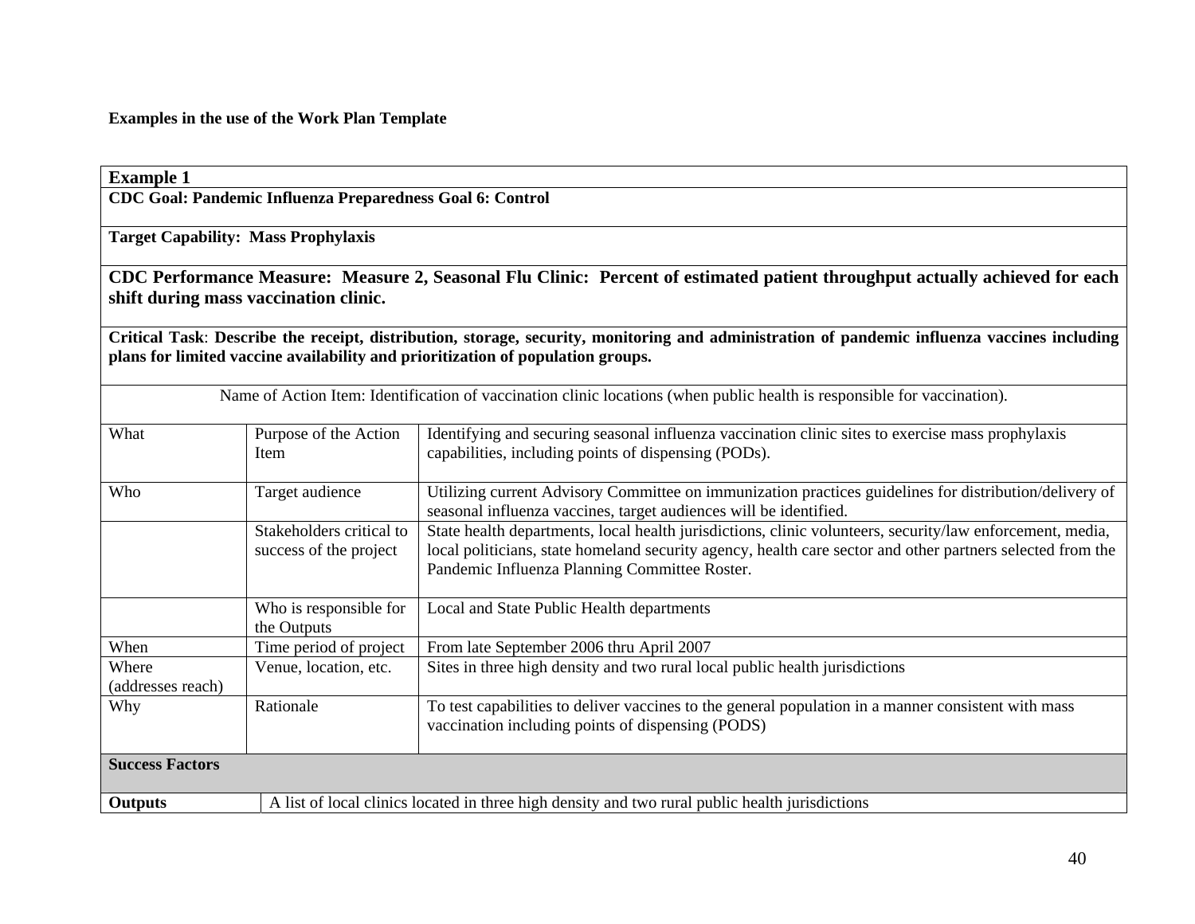**Examples in the use of the Work Plan Template**

| **Example 1** | | |
|---|---|---|
| **CDC Goal: Pandemic Influenza Preparedness Goal 6: Control** | | |
| **Target Capability: Mass Prophylaxis** | | |
| **CDC Performance Measure: Measure 2, Seasonal Flu Clinic: Percent of estimated patient throughput actually achieved for each shift during mass vaccination clinic.** | | |
| **Critical Task**: **Describe the receipt, distribution, storage, security, monitoring and administration of pandemic influenza vaccines including plans for limited vaccine availability and prioritization of population groups.** | | |
| Name of Action Item: Identification of vaccination clinic locations (when public health is responsible for vaccination). | | |
| What | Purpose of the Action Item | Identifying and securing seasonal influenza vaccination clinic sites to exercise mass prophylaxis capabilities, including points of dispensing (PODs). |
| Who | Target audience | Utilizing current Advisory Committee on immunization practices guidelines for distribution/delivery of seasonal influenza vaccines, target audiences will be identified. |
| | Stakeholders critical to success of the project | State health departments, local health jurisdictions, clinic volunteers, security/law enforcement, media, local politicians, state homeland security agency, health care sector and other partners selected from the Pandemic Influenza Planning Committee Roster. |
| | Who is responsible for the Outputs | Local and State Public Health departments |
| When | Time period of project | From late September 2006 thru April 2007 |
| Where (addresses reach) | Venue, location, etc. | Sites in three high density and two rural local public health jurisdictions |
| Why | Rationale | To test capabilities to deliver vaccines to the general population in a manner consistent with mass vaccination including points of dispensing (PODS) |
| **Success Factors** | | |
| **Outputs** | A list of local clinics located in three high density and two rural public health jurisdictions | |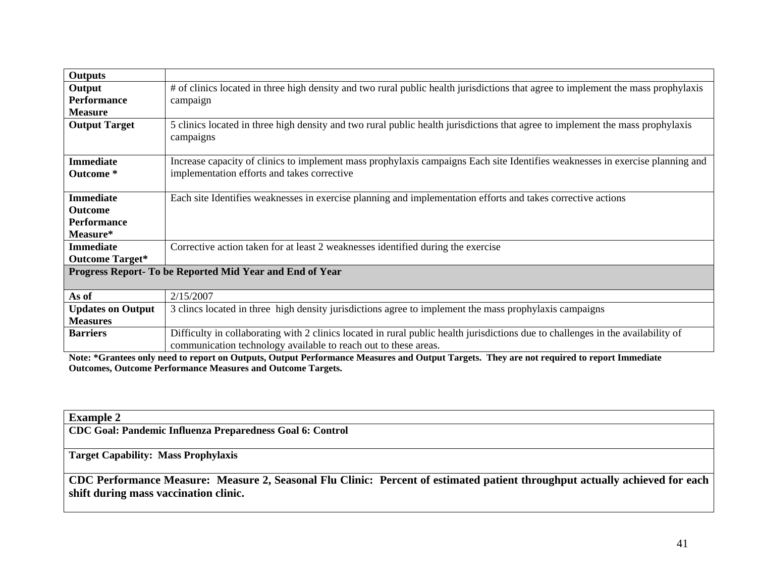| Outputs | |
|---|---|
| **Output Performance Measure** | # of clinics located in three high density and two rural public health jurisdictions that agree to implement the mass prophylaxis campaign |
| **Output Target** | 5 clinics located in three high density and two rural public health jurisdictions that agree to implement the mass prophylaxis campaigns |
| **Immediate Outcome \*** | Increase capacity of clinics to implement mass prophylaxis campaigns Each site Identifies weaknesses in exercise planning and implementation efforts and takes corrective |
| **Immediate Outcome Performance Measure\*** | Each site Identifies weaknesses in exercise planning and implementation efforts and takes corrective actions |
| **Immediate Outcome Target\*** | Corrective action taken for at least 2 weaknesses identified during the exercise |
| **Progress Report- To be Reported Mid Year and End of Year** | |
| **As of** | 2/15/2007 |
| **Updates on Output Measures** | 3 clincs located in three high density jurisdictions agree to implement the mass prophylaxis campaigns |
| **Barriers** | Difficulty in collaborating with 2 clinics located in rural public health jurisdictions due to challenges in the availability of communication technology available to reach out to these areas. |

**Note: \*Grantees only need to report on Outputs, Output Performance Measures and Output Targets. They are not required to report Immediate Outcomes, Outcome Performance Measures and Outcome Targets.**

| Example 2 |
|---|
| **CDC Goal: Pandemic Influenza Preparedness Goal 6: Control** |
| **Target Capability: Mass Prophylaxis** |
| **CDC Performance Measure: Measure 2, Seasonal Flu Clinic: Percent of estimated patient throughput actually achieved for each shift during mass vaccination clinic.** |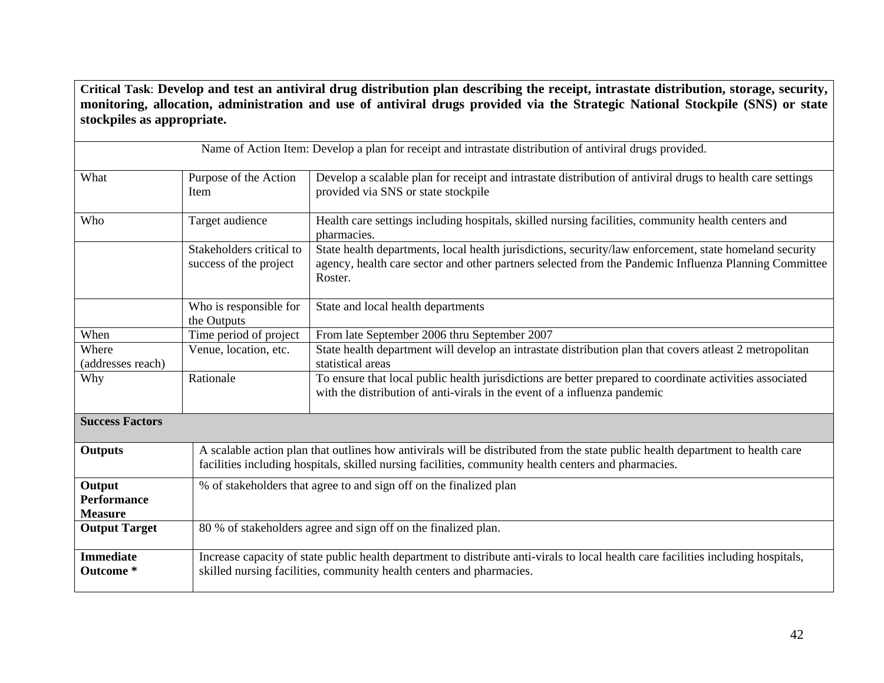**Critical Task**: **Develop and test an antiviral drug distribution plan describing the receipt, intrastate distribution, storage, security, monitoring, allocation, administration and use of antiviral drugs provided via the Strategic National Stockpile (SNS) or state stockpiles as appropriate.**

Name of Action Item: Develop a plan for receipt and intrastate distribution of antiviral drugs provided.

| | | |
|---|---|---|
| What | Purpose of the Action Item | Develop a scalable plan for receipt and intrastate distribution of antiviral drugs to health care settings provided via SNS or state stockpile |
| Who | Target audience | Health care settings including hospitals, skilled nursing facilities, community health centers and pharmacies. |
| | Stakeholders critical to success of the project | State health departments, local health jurisdictions, security/law enforcement, state homeland security agency, health care sector and other partners selected from the Pandemic Influenza Planning Committee Roster. |
| | Who is responsible for the Outputs | State and local health departments |
| When | Time period of project | From late September 2006 thru September 2007 |
| Where (addresses reach) | Venue, location, etc. | State health department will develop an intrastate distribution plan that covers atleast 2 metropolitan statistical areas |
| Why | Rationale | To ensure that local public health jurisdictions are better prepared to coordinate activities associated with the distribution of anti-virals in the event of a influenza pandemic |

**Success Factors**

| | |
|---|---|
| **Outputs** | A scalable action plan that outlines how antivirals will be distributed from the state public health department to health care facilities including hospitals, skilled nursing facilities, community health centers and pharmacies. |
| **Output Performance Measure** | % of stakeholders that agree to and sign off on the finalized plan |
| **Output Target** | 80 % of stakeholders agree and sign off on the finalized plan. |
| **Immediate Outcome \*** | Increase capacity of state public health department to distribute anti-virals to local health care facilities including hospitals, skilled nursing facilities, community health centers and pharmacies. |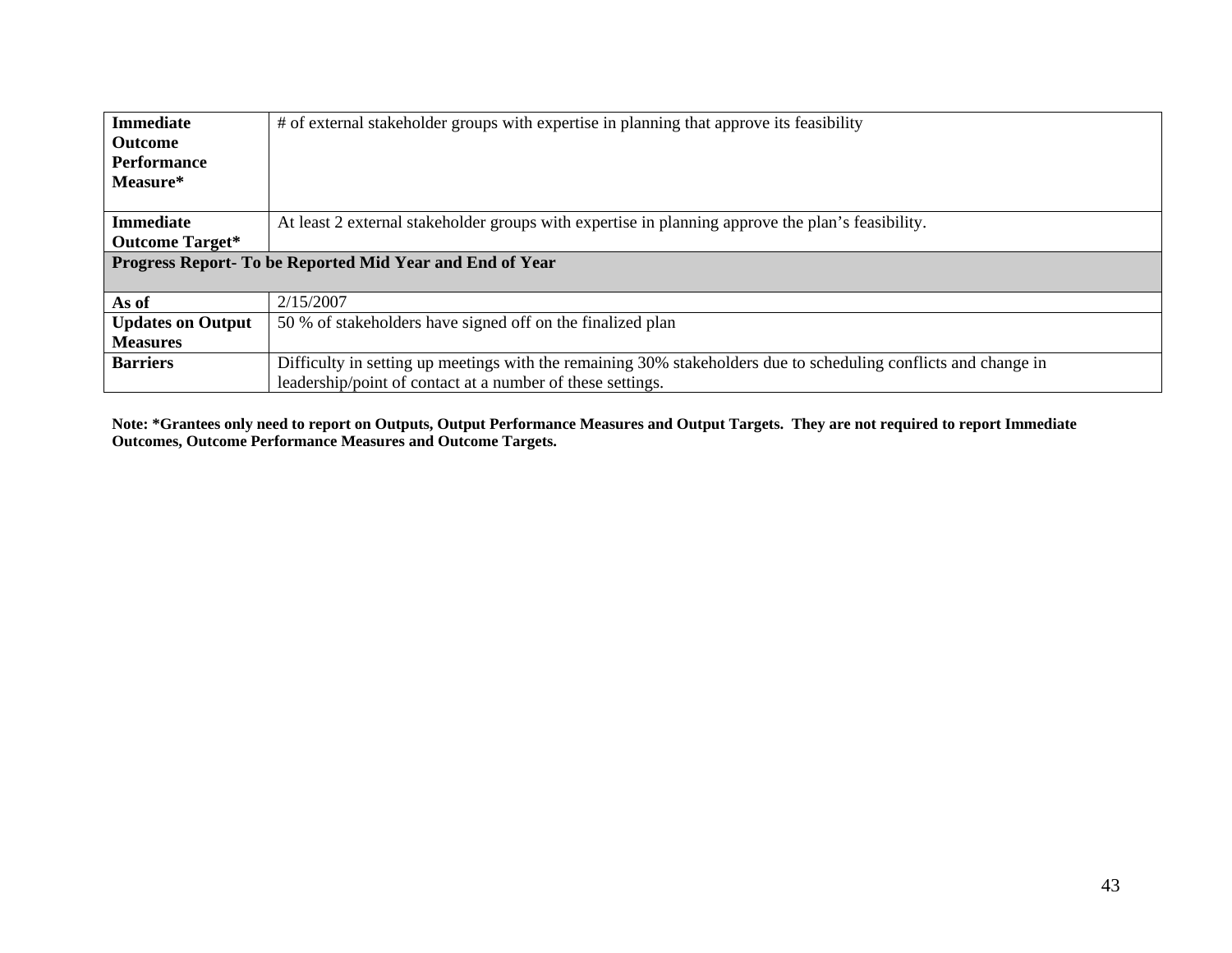| | |
|---|---|
| **Immediate Outcome Performance Measure*** | # of external stakeholder groups with expertise in planning that approve its feasibility |
| **Immediate Outcome Target*** | At least 2 external stakeholder groups with expertise in planning approve the plan's feasibility. |
| **Progress Report- To be Reported Mid Year and End of Year** | |
| **As of** | 2/15/2007 |
| **Updates on Output Measures** | 50 % of stakeholders have signed off on the finalized plan |
| **Barriers** | Difficulty in setting up meetings with the remaining 30% stakeholders due to scheduling conflicts and change in leadership/point of contact at a number of these settings. |

**Note: *Grantees only need to report on Outputs, Output Performance Measures and Output Targets. They are not required to report Immediate Outcomes, Outcome Performance Measures and Outcome Targets.**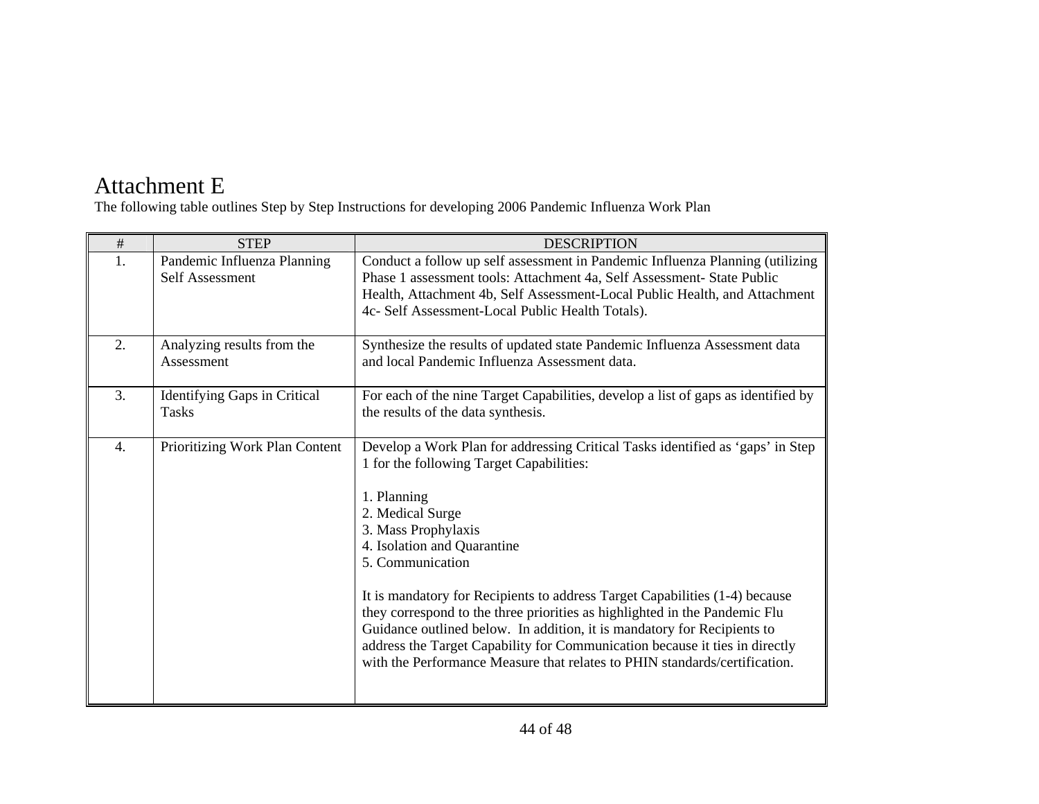# Attachment E

The following table outlines Step by Step Instructions for developing 2006 Pandemic Influenza Work Plan

| # | STEP | DESCRIPTION |
|---|---|---|
| 1. | Pandemic Influenza Planning Self Assessment | Conduct a follow up self assessment in Pandemic Influenza Planning (utilizing Phase 1 assessment tools: Attachment 4a, Self Assessment- State Public Health, Attachment 4b, Self Assessment-Local Public Health, and Attachment 4c- Self Assessment-Local Public Health Totals). |
| 2. | Analyzing results from the Assessment | Synthesize the results of updated state Pandemic Influenza Assessment data and local Pandemic Influenza Assessment data. |
| 3. | Identifying Gaps in Critical Tasks | For each of the nine Target Capabilities, develop a list of gaps as identified by the results of the data synthesis. |
| 4. | Prioritizing Work Plan Content | Develop a Work Plan for addressing Critical Tasks identified as 'gaps' in Step 1 for the following Target Capabilities:<br><br>1. Planning<br>2. Medical Surge<br>3. Mass Prophylaxis<br>4. Isolation and Quarantine<br>5. Communication<br><br>It is mandatory for Recipients to address Target Capabilities (1-4) because they correspond to the three priorities as highlighted in the Pandemic Flu Guidance outlined below. In addition, it is mandatory for Recipients to address the Target Capability for Communication because it ties in directly with the Performance Measure that relates to PHIN standards/certification. |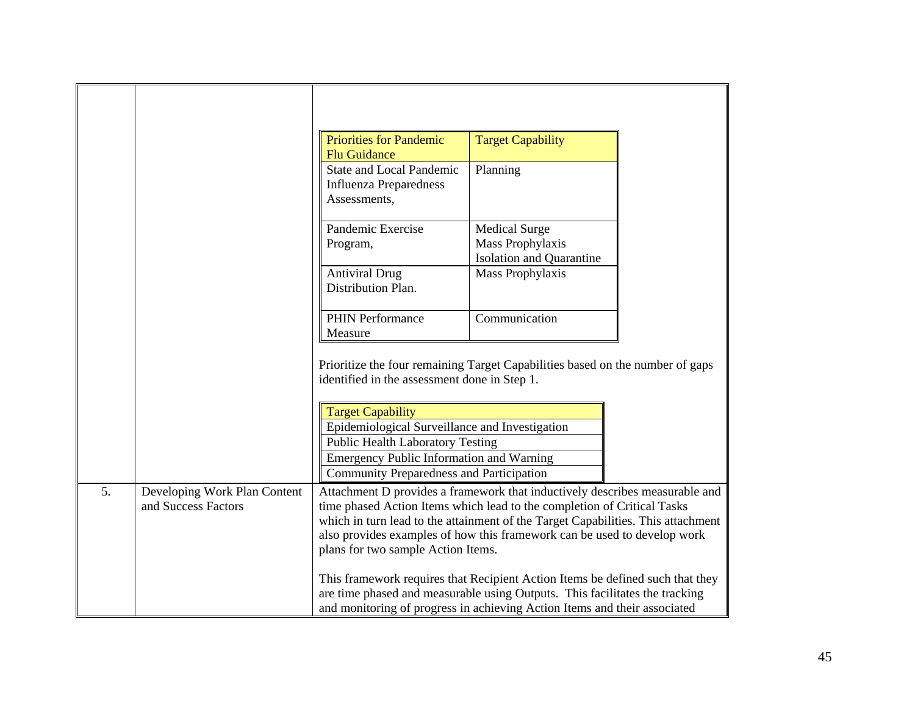| | | |
|---|---|---|
| | | |

| Priorities for Pandemic Flu Guidance | Target Capability |
|---|---|
| State and Local Pandemic Influenza Preparedness Assessments, | Planning |
| Pandemic Exercise Program, | Medical Surge<br>Mass Prophylaxis<br>Isolation and Quarantine |
| Antiviral Drug Distribution Plan. | Mass Prophylaxis |
| PHIN Performance Measure | Communication |

Prioritize the four remaining Target Capabilities based on the number of gaps identified in the assessment done in Step 1.

| Target Capability |
|---|
| Epidemiological Surveillance and Investigation |
| Public Health Laboratory Testing |
| Emergency Public Information and Warning |
| Community Preparedness and Participation |

| | | |
|---|---|---|
| 5. | Developing Work Plan Content and Success Factors | Attachment D provides a framework that inductively describes measurable and time phased Action Items which lead to the completion of Critical Tasks which in turn lead to the attainment of the Target Capabilities. This attachment also provides examples of how this framework can be used to develop work plans for two sample Action Items.<br><br>This framework requires that Recipient Action Items be defined such that they are time phased and measurable using Outputs. This facilitates the tracking and monitoring of progress in achieving Action Items and their associated |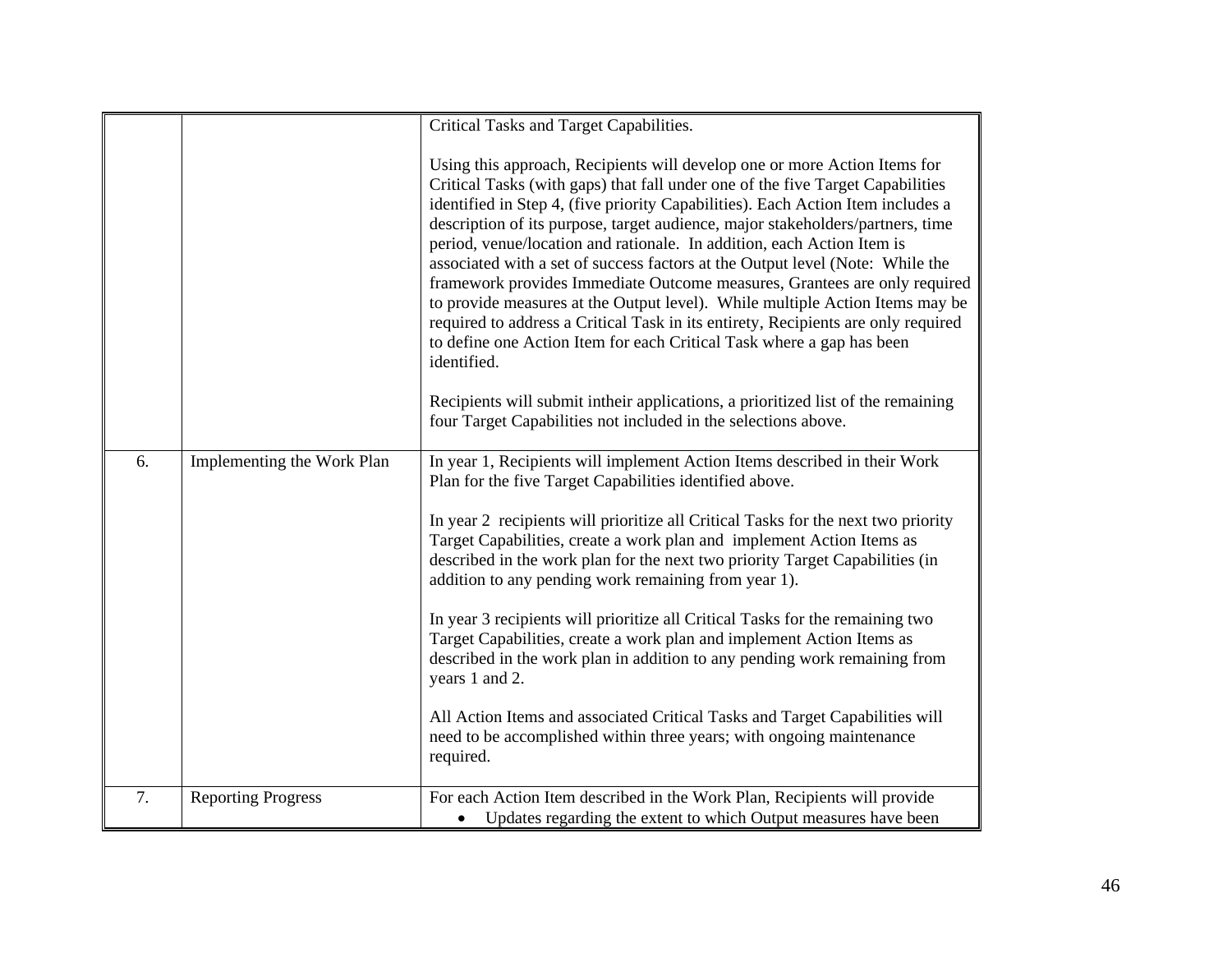|  |  | Critical Tasks and Target Capabilities.<br><br>Using this approach, Recipients will develop one or more Action Items for Critical Tasks (with gaps) that fall under one of the five Target Capabilities identified in Step 4, (five priority Capabilities). Each Action Item includes a description of its purpose, target audience, major stakeholders/partners, time period, venue/location and rationale. In addition, each Action Item is associated with a set of success factors at the Output level (Note: While the framework provides Immediate Outcome measures, Grantees are only required to provide measures at the Output level). While multiple Action Items may be required to address a Critical Task in its entirety, Recipients are only required to define one Action Item for each Critical Task where a gap has been identified.<br><br>Recipients will submit intheir applications, a prioritized list of the remaining four Target Capabilities not included in the selections above. |
|---|---|---|
| 6. | Implementing the Work Plan | In year 1, Recipients will implement Action Items described in their Work Plan for the five Target Capabilities identified above.<br><br>In year 2 recipients will prioritize all Critical Tasks for the next two priority Target Capabilities, create a work plan and implement Action Items as described in the work plan for the next two priority Target Capabilities (in addition to any pending work remaining from year 1).<br><br>In year 3 recipients will prioritize all Critical Tasks for the remaining two Target Capabilities, create a work plan and implement Action Items as described in the work plan in addition to any pending work remaining from years 1 and 2.<br><br>All Action Items and associated Critical Tasks and Target Capabilities will need to be accomplished within three years; with ongoing maintenance required. |
| 7. | Reporting Progress | For each Action Item described in the Work Plan, Recipients will provide<br>• Updates regarding the extent to which Output measures have been |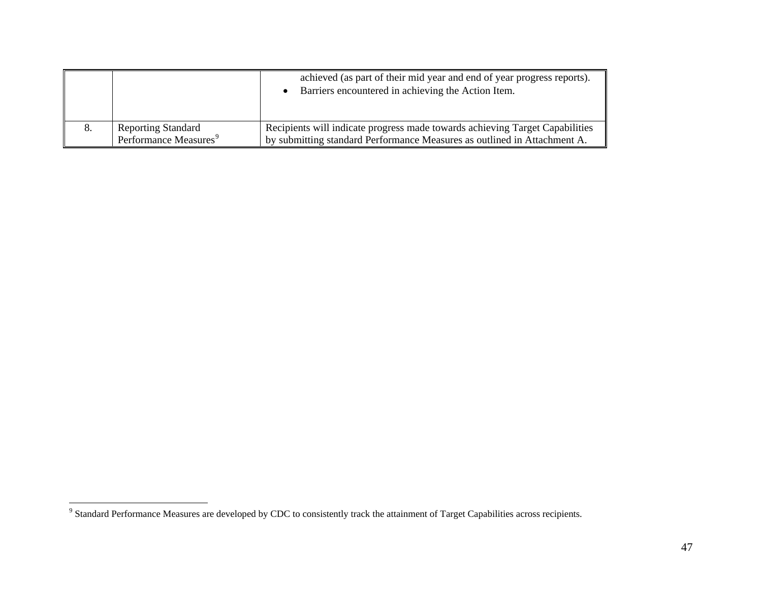| | | |
|---|---|---|
| | | achieved (as part of their mid year and end of year progress reports).<br>• Barriers encountered in achieving the Action Item. |
| 8. | Reporting Standard Performance Measures[9] | Recipients will indicate progress made towards achieving Target Capabilities by submitting standard Performance Measures as outlined in Attachment A. |

[9] Standard Performance Measures are developed by CDC to consistently track the attainment of Target Capabilities across recipients.